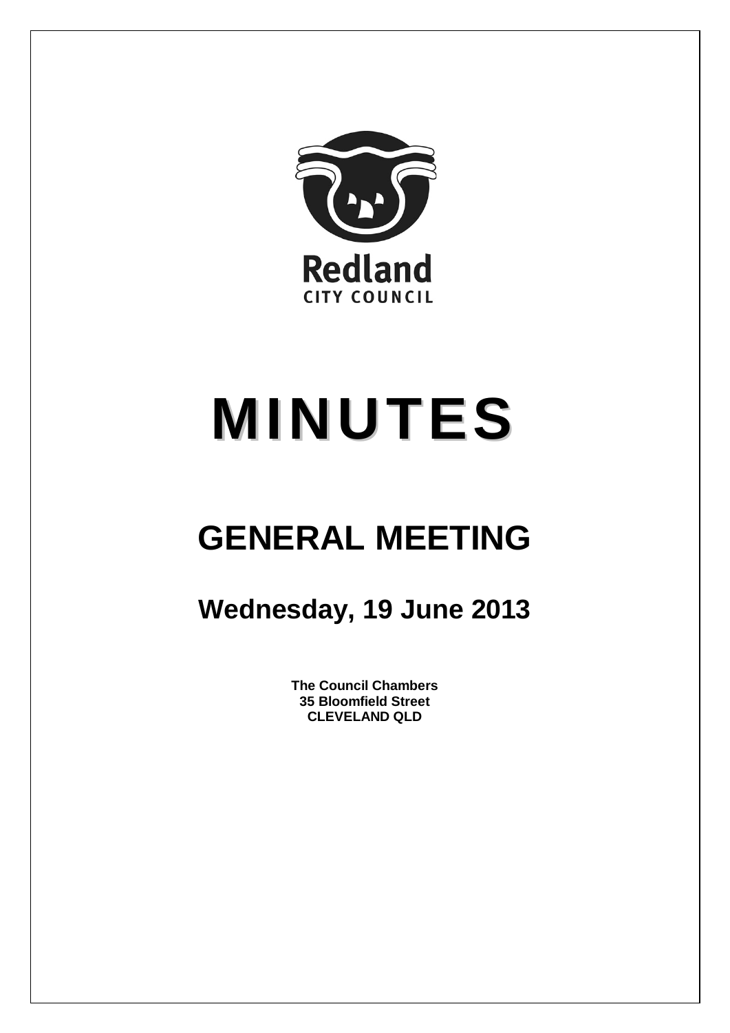Redland
CITY COUNCIL

# MINUTES

# GENERAL MEETING

## Wednesday, 19 June 2013

**The Council Chambers**
**35 Bloomfield Street**
**CLEVELAND QLD**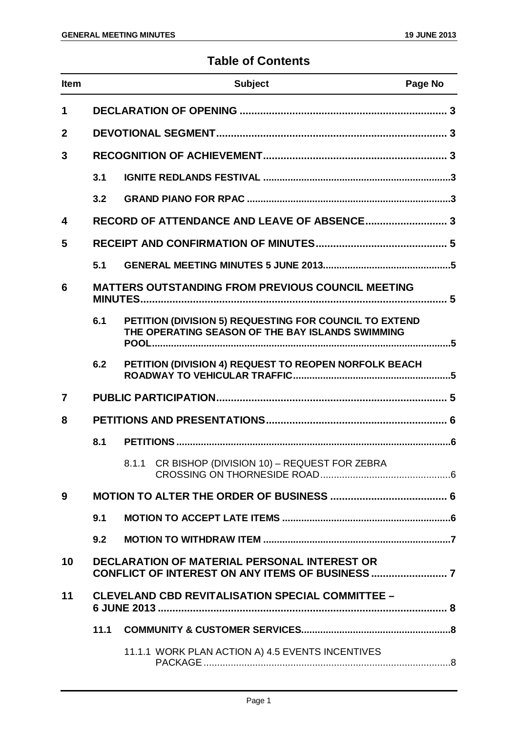# Table of Contents

| Item | Subject | Page No |
|---|---|---|
| **1** | **DECLARATION OF OPENING** | **3** |
| **2** | **DEVOTIONAL SEGMENT** | **3** |
| **3** | **RECOGNITION OF ACHIEVEMENT** | **3** |
| **3.1** | **IGNITE REDLANDS FESTIVAL** | **3** |
| **3.2** | **GRAND PIANO FOR RPAC** | **3** |
| **4** | **RECORD OF ATTENDANCE AND LEAVE OF ABSENCE** | **3** |
| **5** | **RECEIPT AND CONFIRMATION OF MINUTES** | **5** |
| **5.1** | **GENERAL MEETING MINUTES 5 JUNE 2013** | **5** |
| **6** | **MATTERS OUTSTANDING FROM PREVIOUS COUNCIL MEETING MINUTES** | **5** |
| **6.1** | **PETITION (DIVISION 5) REQUESTING FOR COUNCIL TO EXTEND THE OPERATING SEASON OF THE BAY ISLANDS SWIMMING POOL** | **5** |
| **6.2** | **PETITION (DIVISION 4) REQUEST TO REOPEN NORFOLK BEACH ROADWAY TO VEHICULAR TRAFFIC** | **5** |
| **7** | **PUBLIC PARTICIPATION** | **5** |
| **8** | **PETITIONS AND PRESENTATIONS** | **6** |
| **8.1** | **PETITIONS** | **6** |
| 8.1.1 | CR BISHOP (DIVISION 10) – REQUEST FOR ZEBRA CROSSING ON THORNESIDE ROAD | 6 |
| **9** | **MOTION TO ALTER THE ORDER OF BUSINESS** | **6** |
| **9.1** | **MOTION TO ACCEPT LATE ITEMS** | **6** |
| **9.2** | **MOTION TO WITHDRAW ITEM** | **7** |
| **10** | **DECLARATION OF MATERIAL PERSONAL INTEREST OR CONFLICT OF INTEREST ON ANY ITEMS OF BUSINESS** | **7** |
| **11** | **CLEVELAND CBD REVITALISATION SPECIAL COMMITTEE – 6 JUNE 2013** | **8** |
| **11.1** | **COMMUNITY & CUSTOMER SERVICES** | **8** |
| 11.1.1 | WORK PLAN ACTION A) 4.5 EVENTS INCENTIVES PACKAGE | 8 |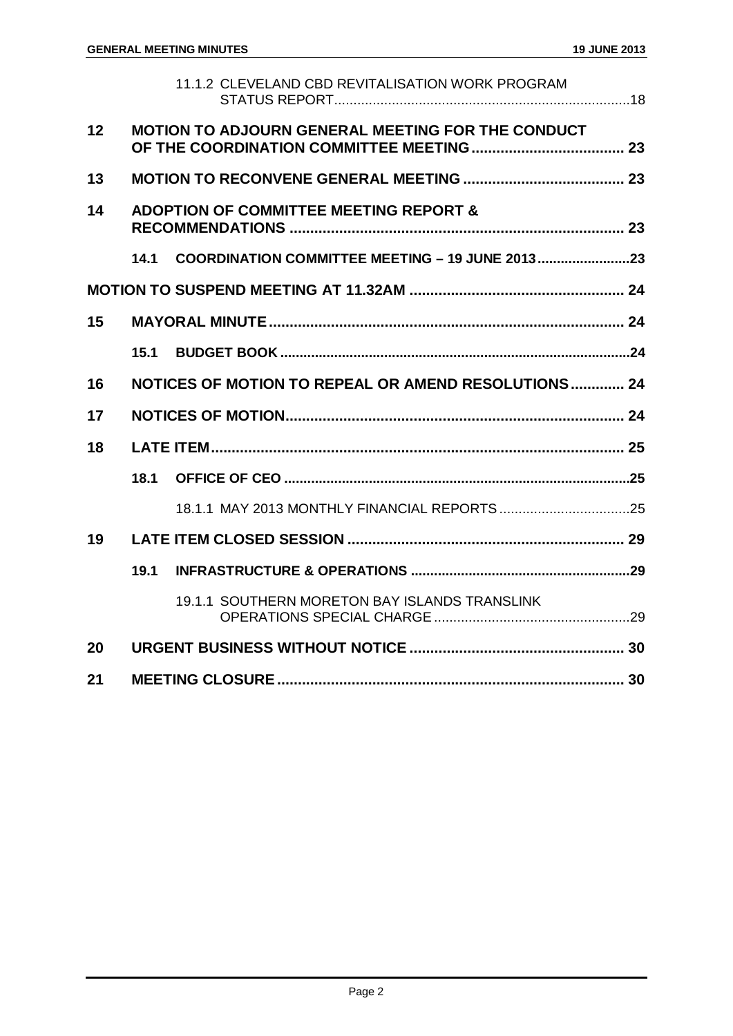| | | | |
|---|---|---|---|
| | | 11.1.2 CLEVELAND CBD REVITALISATION WORK PROGRAM STATUS REPORT | 18 |
| **12** | **MOTION TO ADJOURN GENERAL MEETING FOR THE CONDUCT OF THE COORDINATION COMMITTEE MEETING** | | **23** |
| **13** | **MOTION TO RECONVENE GENERAL MEETING** | | **23** |
| **14** | **ADOPTION OF COMMITTEE MEETING REPORT & RECOMMENDATIONS** | | **23** |
| | **14.1** | **COORDINATION COMMITTEE MEETING – 19 JUNE 2013** | **23** |
| **MOTION TO SUSPEND MEETING AT 11.32AM** | | | **24** |
| **15** | **MAYORAL MINUTE** | | **24** |
| | **15.1** | **BUDGET BOOK** | **24** |
| **16** | **NOTICES OF MOTION TO REPEAL OR AMEND RESOLUTIONS** | | **24** |
| **17** | **NOTICES OF MOTION** | | **24** |
| **18** | **LATE ITEM** | | **25** |
| | **18.1** | **OFFICE OF CEO** | **25** |
| | | 18.1.1 MAY 2013 MONTHLY FINANCIAL REPORTS | 25 |
| **19** | **LATE ITEM CLOSED SESSION** | | **29** |
| | **19.1** | **INFRASTRUCTURE & OPERATIONS** | **29** |
| | | 19.1.1 SOUTHERN MORETON BAY ISLANDS TRANSLINK OPERATIONS SPECIAL CHARGE | 29 |
| **20** | **URGENT BUSINESS WITHOUT NOTICE** | | **30** |
| **21** | **MEETING CLOSURE** | | **30** |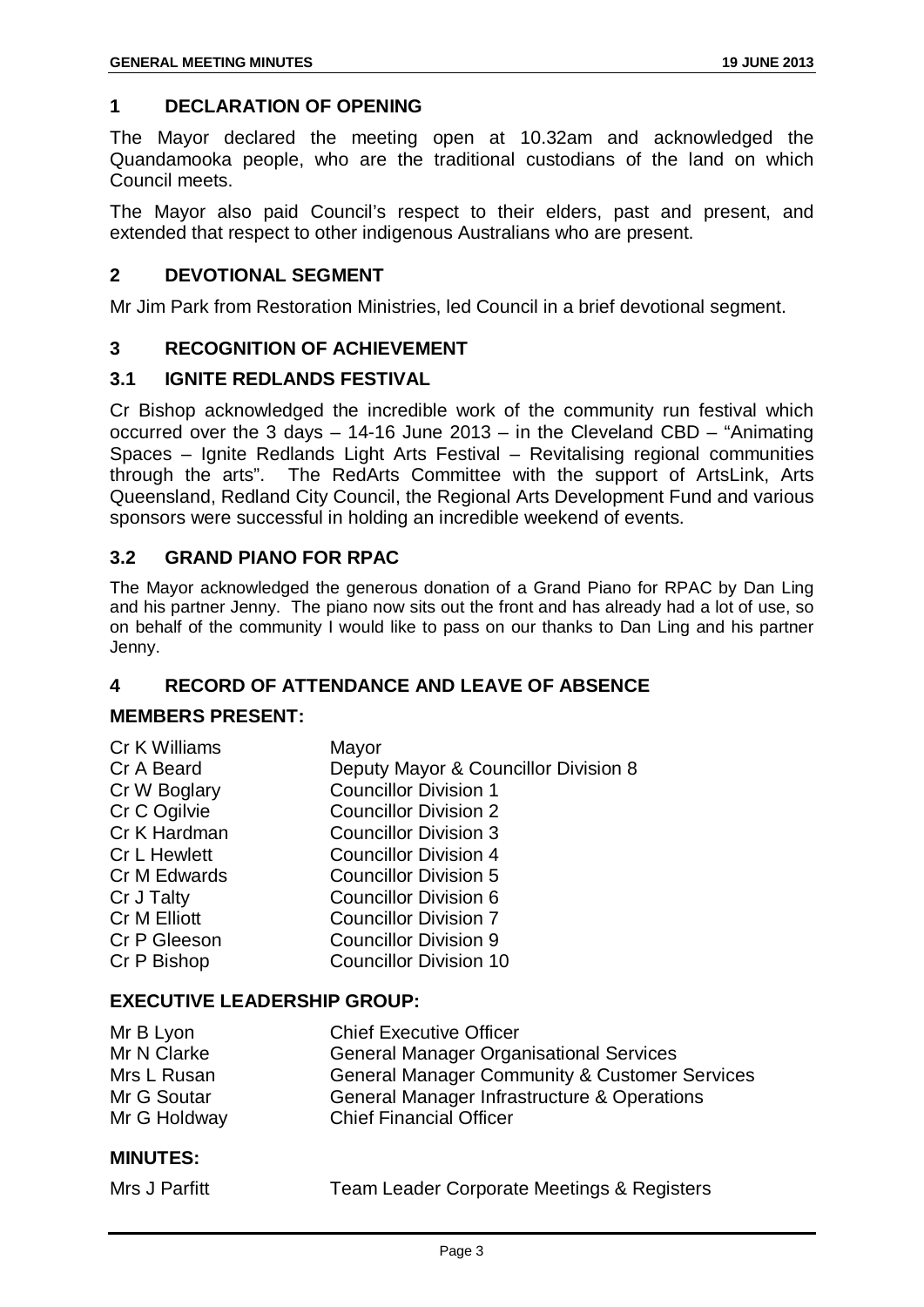## 1 DECLARATION OF OPENING

The Mayor declared the meeting open at 10.32am and acknowledged the Quandamooka people, who are the traditional custodians of the land on which Council meets.

The Mayor also paid Council's respect to their elders, past and present, and extended that respect to other indigenous Australians who are present.

## 2 DEVOTIONAL SEGMENT

Mr Jim Park from Restoration Ministries, led Council in a brief devotional segment.

## 3 RECOGNITION OF ACHIEVEMENT

### 3.1 IGNITE REDLANDS FESTIVAL

Cr Bishop acknowledged the incredible work of the community run festival which occurred over the 3 days – 14-16 June 2013 – in the Cleveland CBD – "Animating Spaces – Ignite Redlands Light Arts Festival – Revitalising regional communities through the arts". The RedArts Committee with the support of ArtsLink, Arts Queensland, Redland City Council, the Regional Arts Development Fund and various sponsors were successful in holding an incredible weekend of events.

### 3.2 GRAND PIANO FOR RPAC

The Mayor acknowledged the generous donation of a Grand Piano for RPAC by Dan Ling and his partner Jenny. The piano now sits out the front and has already had a lot of use, so on behalf of the community I would like to pass on our thanks to Dan Ling and his partner Jenny.

## 4 RECORD OF ATTENDANCE AND LEAVE OF ABSENCE

**MEMBERS PRESENT:**

| | |
|---|---|
| Cr K Williams | Mayor |
| Cr A Beard | Deputy Mayor & Councillor Division 8 |
| Cr W Boglary | Councillor Division 1 |
| Cr C Ogilvie | Councillor Division 2 |
| Cr K Hardman | Councillor Division 3 |
| Cr L Hewlett | Councillor Division 4 |
| Cr M Edwards | Councillor Division 5 |
| Cr J Talty | Councillor Division 6 |
| Cr M Elliott | Councillor Division 7 |
| Cr P Gleeson | Councillor Division 9 |
| Cr P Bishop | Councillor Division 10 |

**EXECUTIVE LEADERSHIP GROUP:**

| | |
|---|---|
| Mr B Lyon | Chief Executive Officer |
| Mr N Clarke | General Manager Organisational Services |
| Mrs L Rusan | General Manager Community & Customer Services |
| Mr G Soutar | General Manager Infrastructure & Operations |
| Mr G Holdway | Chief Financial Officer |

**MINUTES:**

| | |
|---|---|
| Mrs J Parfitt | Team Leader Corporate Meetings & Registers |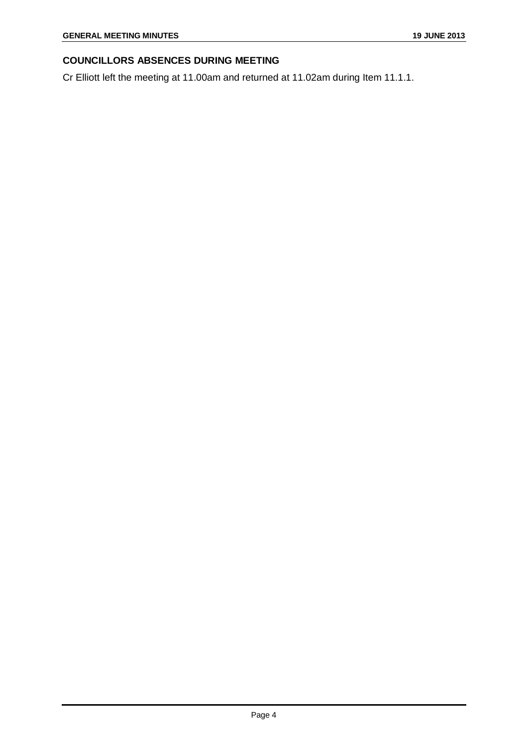## COUNCILLORS ABSENCES DURING MEETING

Cr Elliott left the meeting at 11.00am and returned at 11.02am during Item 11.1.1.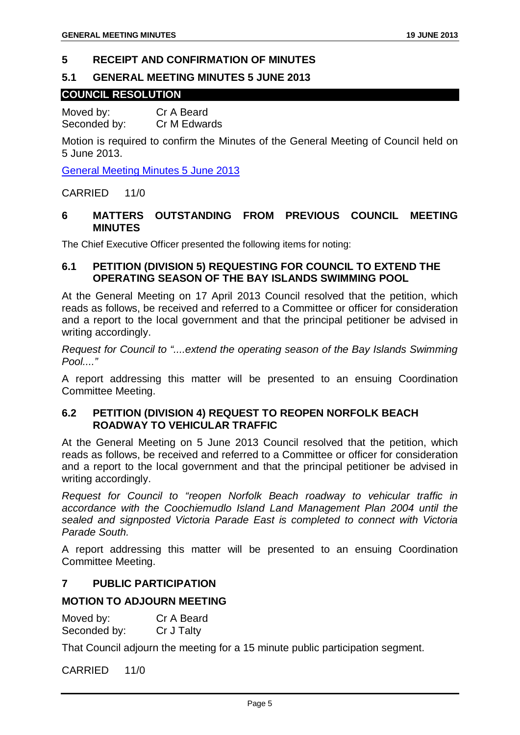## 5 RECEIPT AND CONFIRMATION OF MINUTES

### 5.1 GENERAL MEETING MINUTES 5 JUNE 2013

**COUNCIL RESOLUTION**

Moved by: Cr A Beard
Seconded by: Cr M Edwards

Motion is required to confirm the Minutes of the General Meeting of Council held on 5 June 2013.

General Meeting Minutes 5 June 2013

CARRIED 11/0

## 6 MATTERS OUTSTANDING FROM PREVIOUS COUNCIL MEETING MINUTES

The Chief Executive Officer presented the following items for noting:

### 6.1 PETITION (DIVISION 5) REQUESTING FOR COUNCIL TO EXTEND THE OPERATING SEASON OF THE BAY ISLANDS SWIMMING POOL

At the General Meeting on 17 April 2013 Council resolved that the petition, which reads as follows, be received and referred to a Committee or officer for consideration and a report to the local government and that the principal petitioner be advised in writing accordingly.

*Request for Council to "....extend the operating season of the Bay Islands Swimming Pool...."*

A report addressing this matter will be presented to an ensuing Coordination Committee Meeting.

### 6.2 PETITION (DIVISION 4) REQUEST TO REOPEN NORFOLK BEACH ROADWAY TO VEHICULAR TRAFFIC

At the General Meeting on 5 June 2013 Council resolved that the petition, which reads as follows, be received and referred to a Committee or officer for consideration and a report to the local government and that the principal petitioner be advised in writing accordingly.

*Request for Council to "reopen Norfolk Beach roadway to vehicular traffic in accordance with the Coochiemudlo Island Land Management Plan 2004 until the sealed and signposted Victoria Parade East is completed to connect with Victoria Parade South.*

A report addressing this matter will be presented to an ensuing Coordination Committee Meeting.

## 7 PUBLIC PARTICIPATION

**MOTION TO ADJOURN MEETING**

Moved by: Cr A Beard
Seconded by: Cr J Talty

That Council adjourn the meeting for a 15 minute public participation segment.

CARRIED 11/0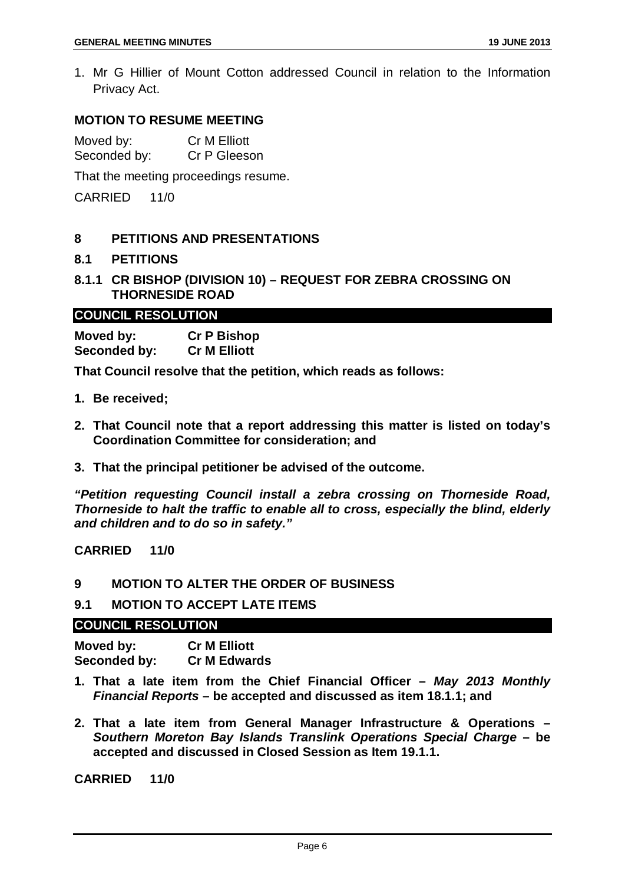1. Mr G Hillier of Mount Cotton addressed Council in relation to the Information Privacy Act.

**MOTION TO RESUME MEETING**

Moved by: Cr M Elliott
Seconded by: Cr P Gleeson

That the meeting proceedings resume.

CARRIED 11/0

## 8 PETITIONS AND PRESENTATIONS

### 8.1 PETITIONS

### 8.1.1 CR BISHOP (DIVISION 10) – REQUEST FOR ZEBRA CROSSING ON THORNESIDE ROAD

**COUNCIL RESOLUTION**

**Moved by: Cr P Bishop**
**Seconded by: Cr M Elliott**

**That Council resolve that the petition, which reads as follows:**

1. **Be received;**
2. **That Council note that a report addressing this matter is listed on today's Coordination Committee for consideration; and**
3. **That the principal petitioner be advised of the outcome.**

***"Petition requesting Council install a zebra crossing on Thorneside Road, Thorneside to halt the traffic to enable all to cross, especially the blind, elderly and children and to do so in safety."***

**CARRIED 11/0**

## 9 MOTION TO ALTER THE ORDER OF BUSINESS

### 9.1 MOTION TO ACCEPT LATE ITEMS

**COUNCIL RESOLUTION**

**Moved by: Cr M Elliott**
**Seconded by: Cr M Edwards**

1. **That a late item from the Chief Financial Officer – *May 2013 Monthly Financial Reports* – be accepted and discussed as item 18.1.1; and**
2. **That a late item from General Manager Infrastructure & Operations – *Southern Moreton Bay Islands Translink Operations Special Charge* – be accepted and discussed in Closed Session as Item 19.1.1.**

**CARRIED 11/0**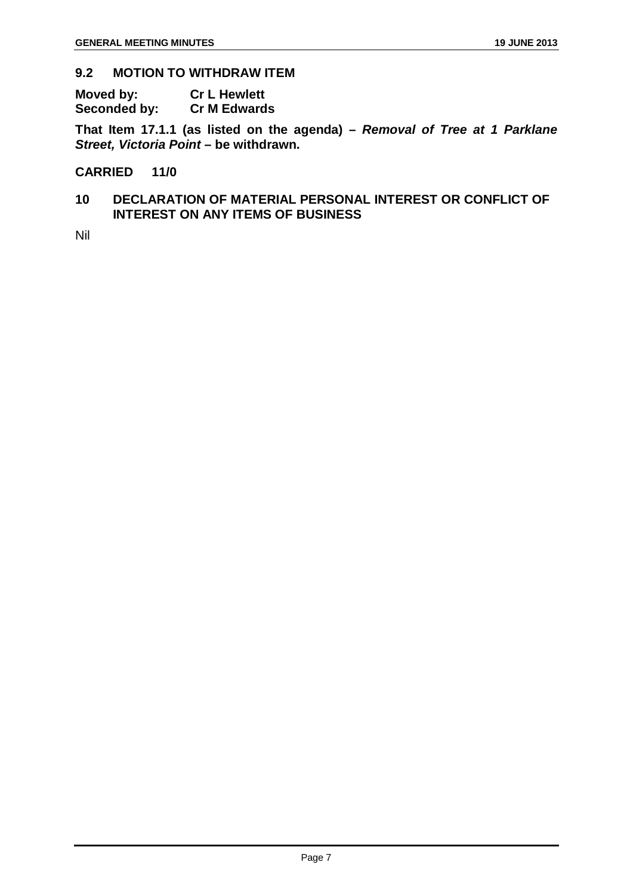## 9.2 MOTION TO WITHDRAW ITEM

**Moved by:** **Cr L Hewlett**
**Seconded by:** **Cr M Edwards**

**That Item 17.1.1 (as listed on the agenda) – *Removal of Tree at 1 Parklane Street, Victoria Point* – be withdrawn.**

**CARRIED 11/0**

## 10 DECLARATION OF MATERIAL PERSONAL INTEREST OR CONFLICT OF INTEREST ON ANY ITEMS OF BUSINESS

Nil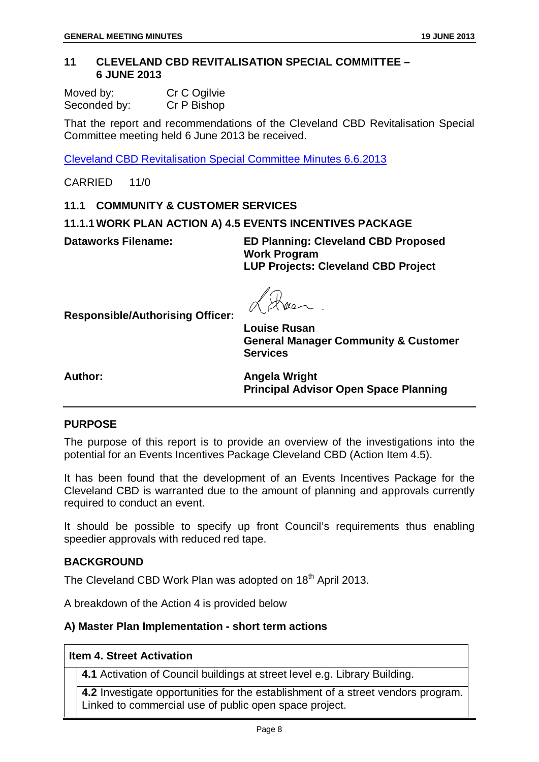## 11 CLEVELAND CBD REVITALISATION SPECIAL COMMITTEE – 6 JUNE 2013

Moved by: Cr C Ogilvie
Seconded by: Cr P Bishop

That the report and recommendations of the Cleveland CBD Revitalisation Special Committee meeting held 6 June 2013 be received.

Cleveland CBD Revitalisation Special Committee Minutes 6.6.2013

CARRIED 11/0

### 11.1 COMMUNITY & CUSTOMER SERVICES

#### 11.1.1 WORK PLAN ACTION A) 4.5 EVENTS INCENTIVES PACKAGE

**Dataworks Filename:** **ED Planning: Cleveland CBD Proposed Work Program**
**LUP Projects: Cleveland CBD Project**

**Responsible/Authorising Officer:** **Louise Rusan**
**General Manager Community & Customer Services**

**Author:** **Angela Wright**
**Principal Advisor Open Space Planning**

---

**PURPOSE**

The purpose of this report is to provide an overview of the investigations into the potential for an Events Incentives Package Cleveland CBD (Action Item 4.5).

It has been found that the development of an Events Incentives Package for the Cleveland CBD is warranted due to the amount of planning and approvals currently required to conduct an event.

It should be possible to specify up front Council's requirements thus enabling speedier approvals with reduced red tape.

**BACKGROUND**

The Cleveland CBD Work Plan was adopted on 18th April 2013.

A breakdown of the Action 4 is provided below

**A) Master Plan Implementation - short term actions**

| **Item 4. Street Activation** |
| --- |
| **4.1** Activation of Council buildings at street level e.g. Library Building. |
| **4.2** Investigate opportunities for the establishment of a street vendors program. Linked to commercial use of public open space project. |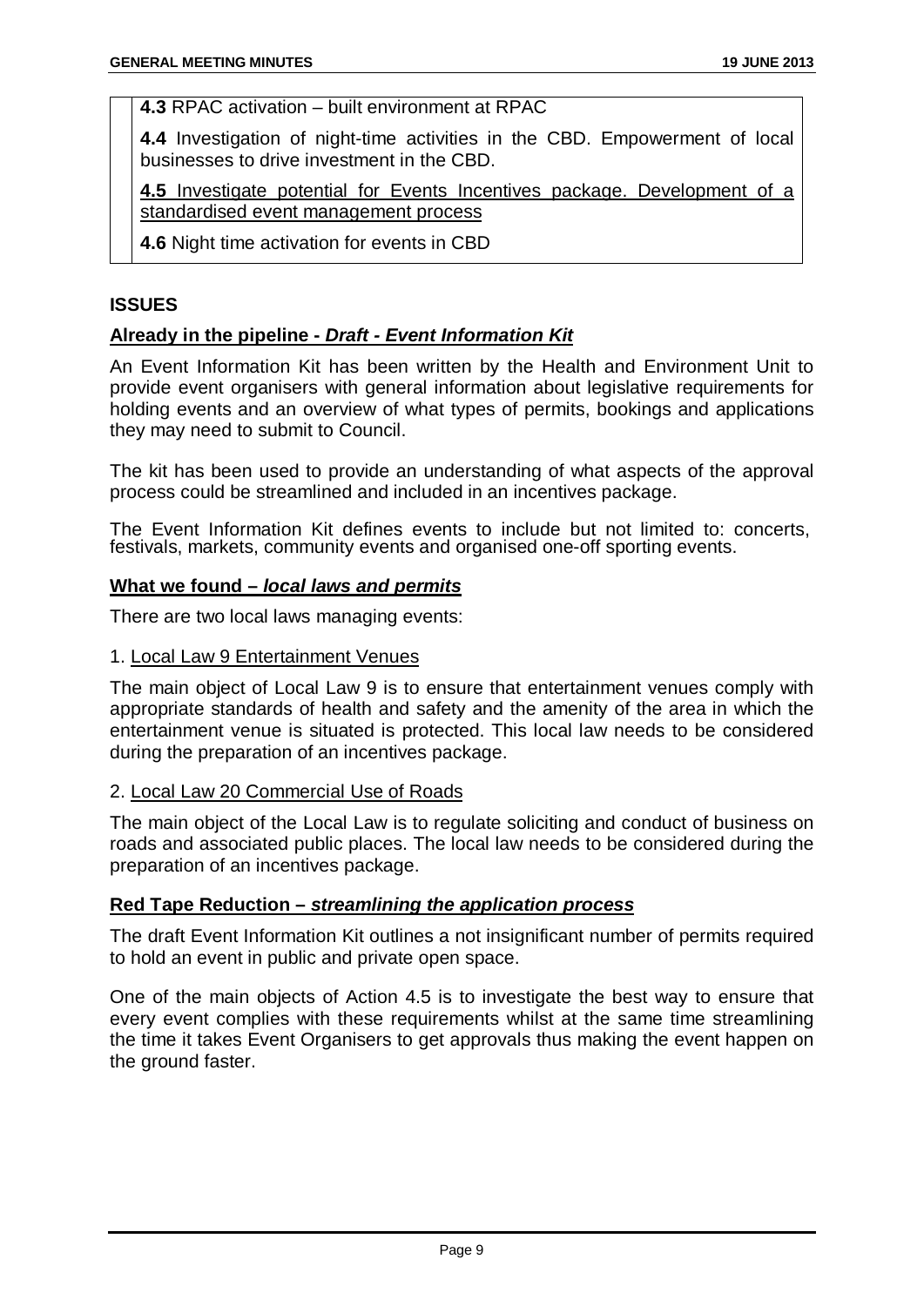**4.3** RPAC activation – built environment at RPAC

**4.4** Investigation of night-time activities in the CBD. Empowerment of local businesses to drive investment in the CBD.

**4.5** Investigate potential for Events Incentives package. Development of a standardised event management process

**4.6** Night time activation for events in CBD

## ISSUES

### Already in the pipeline - *Draft - Event Information Kit*

An Event Information Kit has been written by the Health and Environment Unit to provide event organisers with general information about legislative requirements for holding events and an overview of what types of permits, bookings and applications they may need to submit to Council.

The kit has been used to provide an understanding of what aspects of the approval process could be streamlined and included in an incentives package.

The Event Information Kit defines events to include but not limited to: concerts, festivals, markets, community events and organised one-off sporting events.

### What we found – *local laws and permits*

There are two local laws managing events:

1. Local Law 9 Entertainment Venues

The main object of Local Law 9 is to ensure that entertainment venues comply with appropriate standards of health and safety and the amenity of the area in which the entertainment venue is situated is protected. This local law needs to be considered during the preparation of an incentives package.

2. Local Law 20 Commercial Use of Roads

The main object of the Local Law is to regulate soliciting and conduct of business on roads and associated public places. The local law needs to be considered during the preparation of an incentives package.

### Red Tape Reduction – *streamlining the application process*

The draft Event Information Kit outlines a not insignificant number of permits required to hold an event in public and private open space.

One of the main objects of Action 4.5 is to investigate the best way to ensure that every event complies with these requirements whilst at the same time streamlining the time it takes Event Organisers to get approvals thus making the event happen on the ground faster.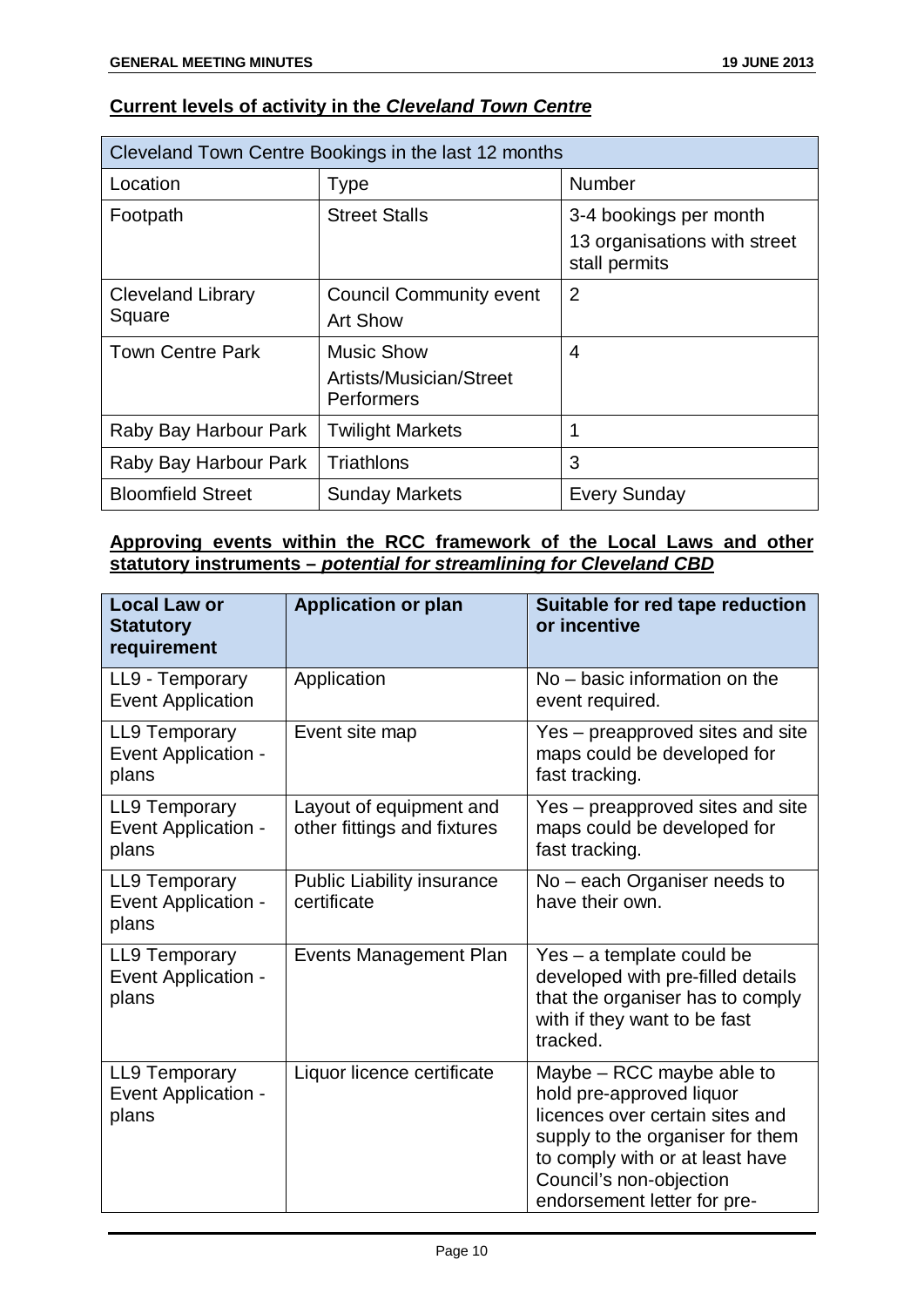## **Current levels of activity in the *Cleveland Town Centre***

| Cleveland Town Centre Bookings in the last 12 months | | |
|---|---|---|
| Location | Type | Number |
| Footpath | Street Stalls | 3-4 bookings per month<br>13 organisations with street stall permits |
| Cleveland Library Square | Council Community event<br>Art Show | 2 |
| Town Centre Park | Music Show<br>Artists/Musician/Street Performers | 4 |
| Raby Bay Harbour Park | Twilight Markets | 1 |
| Raby Bay Harbour Park | Triathlons | 3 |
| Bloomfield Street | Sunday Markets | Every Sunday |

## **Approving events within the RCC framework of the Local Laws and other statutory instruments – *potential for streamlining for Cleveland CBD***

| **Local Law or Statutory requirement** | **Application or plan** | **Suitable for red tape reduction or incentive** |
|---|---|---|
| LL9 - Temporary Event Application | Application | No – basic information on the event required. |
| LL9 Temporary Event Application - plans | Event site map | Yes – preapproved sites and site maps could be developed for fast tracking. |
| LL9 Temporary Event Application - plans | Layout of equipment and other fittings and fixtures | Yes – preapproved sites and site maps could be developed for fast tracking. |
| LL9 Temporary Event Application - plans | Public Liability insurance certificate | No – each Organiser needs to have their own. |
| LL9 Temporary Event Application - plans | Events Management Plan | Yes – a template could be developed with pre-filled details that the organiser has to comply with if they want to be fast tracked. |
| LL9 Temporary Event Application - plans | Liquor licence certificate | Maybe – RCC maybe able to hold pre-approved liquor licences over certain sites and supply to the organiser for them to comply with or at least have Council's non-objection endorsement letter for pre- |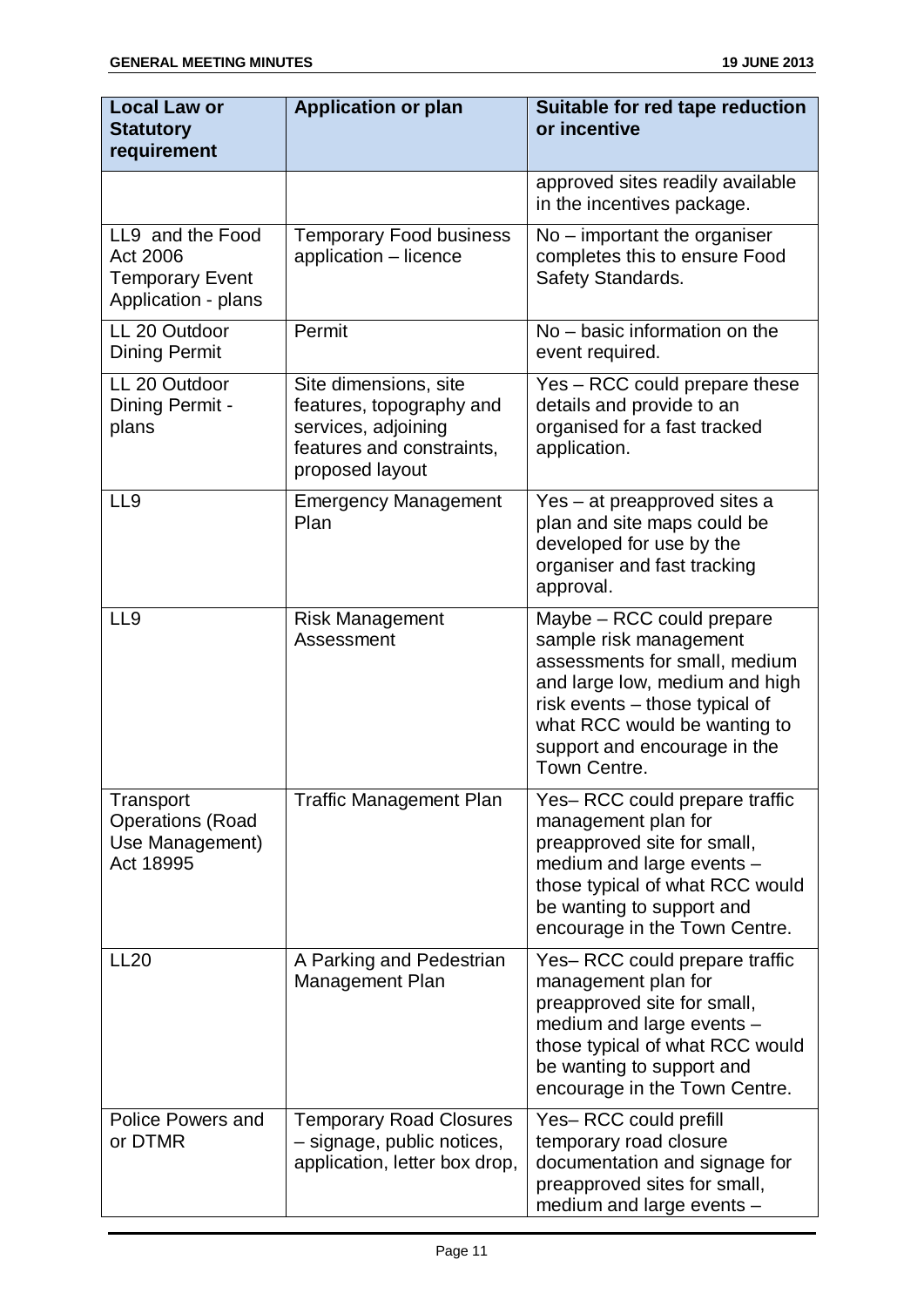| Local Law or Statutory requirement | Application or plan | Suitable for red tape reduction or incentive |
|---|---|---|
| | | approved sites readily available in the incentives package. |
| LL9 and the Food Act 2006 Temporary Event Application - plans | Temporary Food business application – licence | No – important the organiser completes this to ensure Food Safety Standards. |
| LL 20 Outdoor Dining Permit | Permit | No – basic information on the event required. |
| LL 20 Outdoor Dining Permit - plans | Site dimensions, site features, topography and services, adjoining features and constraints, proposed layout | Yes – RCC could prepare these details and provide to an organised for a fast tracked application. |
| LL9 | Emergency Management Plan | Yes – at preapproved sites a plan and site maps could be developed for use by the organiser and fast tracking approval. |
| LL9 | Risk Management Assessment | Maybe – RCC could prepare sample risk management assessments for small, medium and large low, medium and high risk events – those typical of what RCC would be wanting to support and encourage in the Town Centre. |
| Transport Operations (Road Use Management) Act 18995 | Traffic Management Plan | Yes– RCC could prepare traffic management plan for preapproved site for small, medium and large events – those typical of what RCC would be wanting to support and encourage in the Town Centre. |
| LL20 | A Parking and Pedestrian Management Plan | Yes– RCC could prepare traffic management plan for preapproved site for small, medium and large events – those typical of what RCC would be wanting to support and encourage in the Town Centre. |
| Police Powers and or DTMR | Temporary Road Closures – signage, public notices, application, letter box drop, | Yes– RCC could prefill temporary road closure documentation and signage for preapproved sites for small, medium and large events – |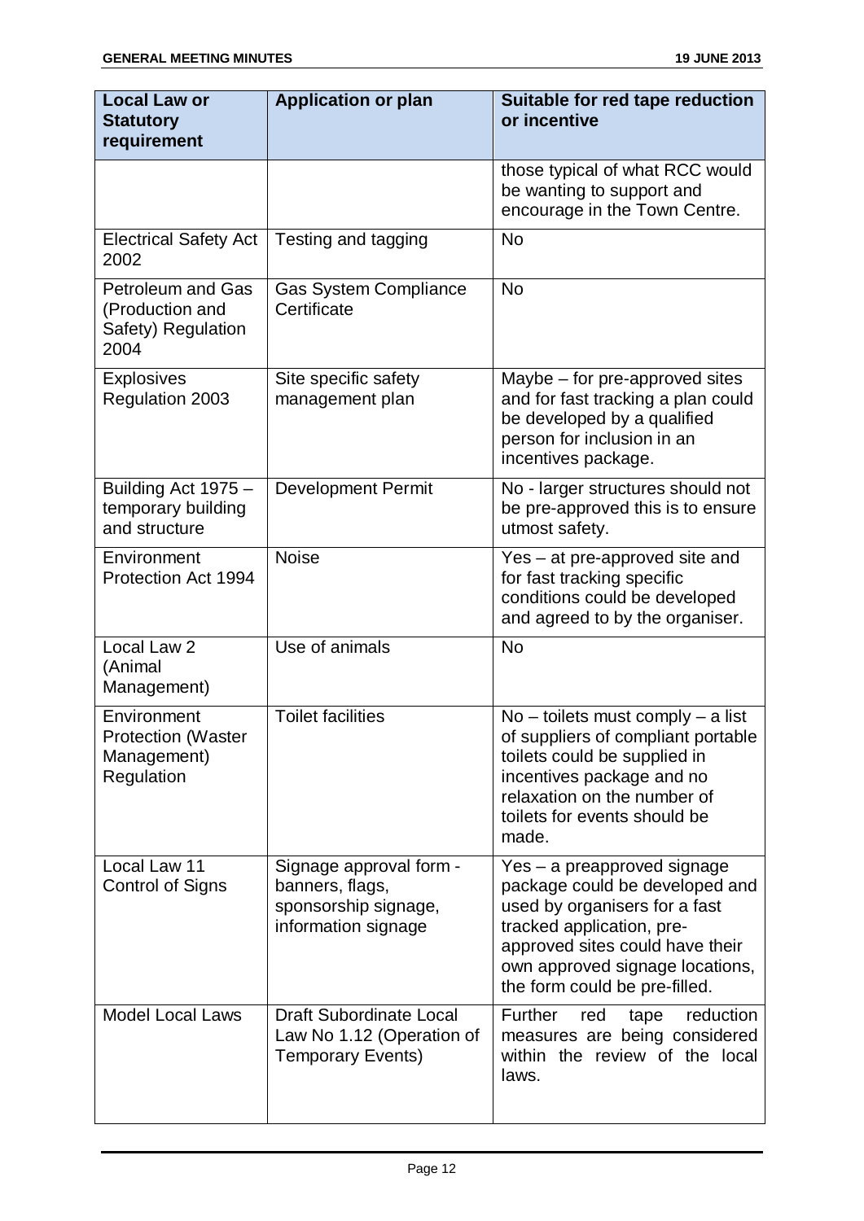| Local Law or Statutory requirement | Application or plan | Suitable for red tape reduction or incentive |
|---|---|---|
| | | those typical of what RCC would be wanting to support and encourage in the Town Centre. |
| Electrical Safety Act 2002 | Testing and tagging | No |
| Petroleum and Gas (Production and Safety) Regulation 2004 | Gas System Compliance Certificate | No |
| Explosives Regulation 2003 | Site specific safety management plan | Maybe – for pre-approved sites and for fast tracking a plan could be developed by a qualified person for inclusion in an incentives package. |
| Building Act 1975 – temporary building and structure | Development Permit | No - larger structures should not be pre-approved this is to ensure utmost safety. |
| Environment Protection Act 1994 | Noise | Yes – at pre-approved site and for fast tracking specific conditions could be developed and agreed to by the organiser. |
| Local Law 2 (Animal Management) | Use of animals | No |
| Environment Protection (Waster Management) Regulation | Toilet facilities | No – toilets must comply – a list of suppliers of compliant portable toilets could be supplied in incentives package and no relaxation on the number of toilets for events should be made. |
| Local Law 11 Control of Signs | Signage approval form - banners, flags, sponsorship signage, information signage | Yes – a preapproved signage package could be developed and used by organisers for a fast tracked application, pre-approved sites could have their own approved signage locations, the form could be pre-filled. |
| Model Local Laws | Draft Subordinate Local Law No 1.12 (Operation of Temporary Events) | Further red tape reduction measures are being considered within the review of the local laws. |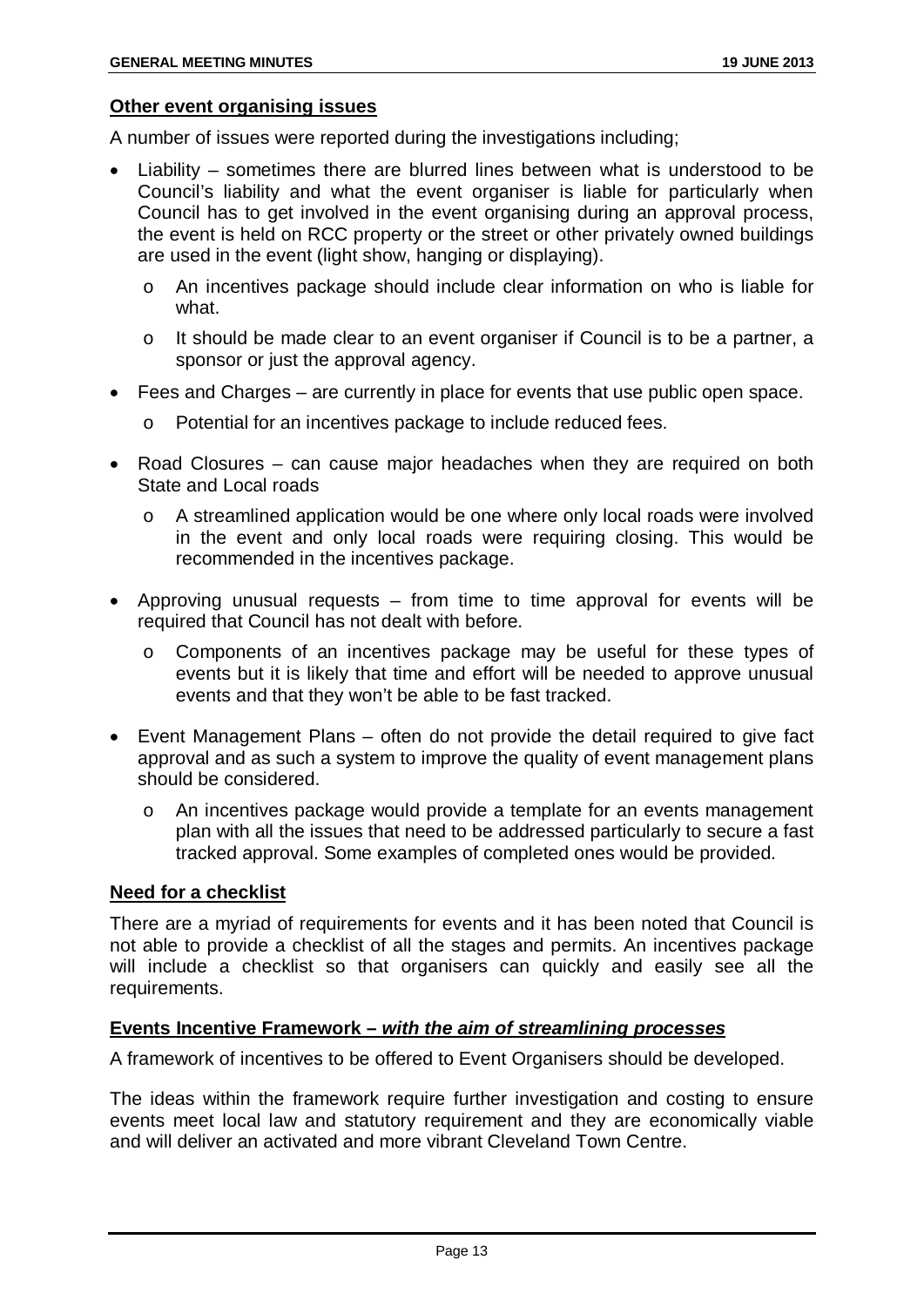**Other event organising issues**

A number of issues were reported during the investigations including;

- Liability – sometimes there are blurred lines between what is understood to be Council's liability and what the event organiser is liable for particularly when Council has to get involved in the event organising during an approval process, the event is held on RCC property or the street or other privately owned buildings are used in the event (light show, hanging or displaying).
  - An incentives package should include clear information on who is liable for what.
  - It should be made clear to an event organiser if Council is to be a partner, a sponsor or just the approval agency.
- Fees and Charges – are currently in place for events that use public open space.
  - Potential for an incentives package to include reduced fees.
- Road Closures – can cause major headaches when they are required on both State and Local roads
  - A streamlined application would be one where only local roads were involved in the event and only local roads were requiring closing. This would be recommended in the incentives package.
- Approving unusual requests – from time to time approval for events will be required that Council has not dealt with before.
  - Components of an incentives package may be useful for these types of events but it is likely that time and effort will be needed to approve unusual events and that they won't be able to be fast tracked.
- Event Management Plans – often do not provide the detail required to give fact approval and as such a system to improve the quality of event management plans should be considered.
  - An incentives package would provide a template for an events management plan with all the issues that need to be addressed particularly to secure a fast tracked approval. Some examples of completed ones would be provided.

**Need for a checklist**

There are a myriad of requirements for events and it has been noted that Council is not able to provide a checklist of all the stages and permits. An incentives package will include a checklist so that organisers can quickly and easily see all the requirements.

**Events Incentive Framework – *with the aim of streamlining processes***

A framework of incentives to be offered to Event Organisers should be developed.

The ideas within the framework require further investigation and costing to ensure events meet local law and statutory requirement and they are economically viable and will deliver an activated and more vibrant Cleveland Town Centre.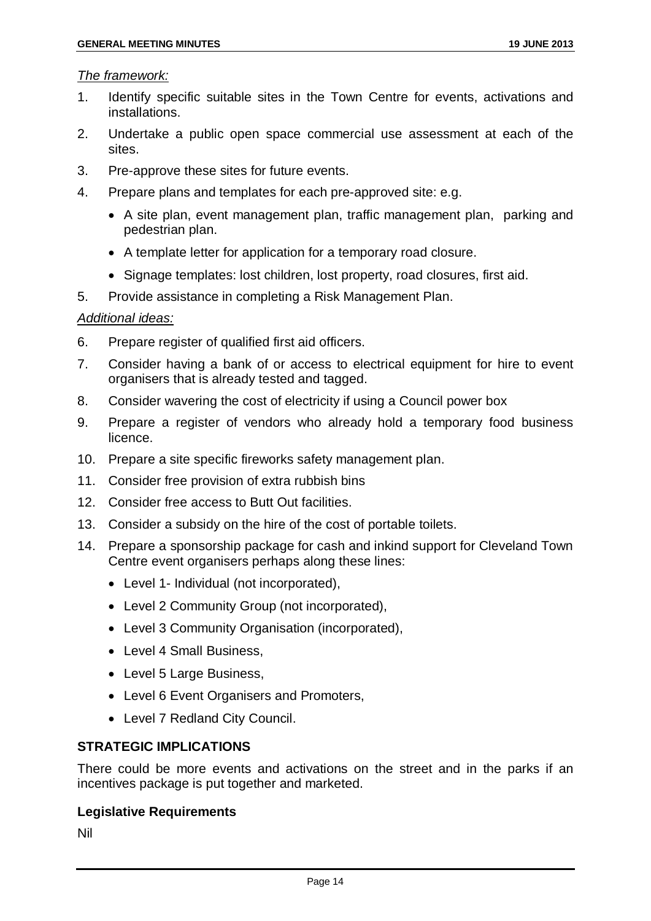*The framework:*

1. Identify specific suitable sites in the Town Centre for events, activations and installations.
2. Undertake a public open space commercial use assessment at each of the sites.
3. Pre-approve these sites for future events.
4. Prepare plans and templates for each pre-approved site: e.g.
   - A site plan, event management plan, traffic management plan, parking and pedestrian plan.
   - A template letter for application for a temporary road closure.
   - Signage templates: lost children, lost property, road closures, first aid.
5. Provide assistance in completing a Risk Management Plan.

*Additional ideas:*

6. Prepare register of qualified first aid officers.
7. Consider having a bank of or access to electrical equipment for hire to event organisers that is already tested and tagged.
8. Consider wavering the cost of electricity if using a Council power box
9. Prepare a register of vendors who already hold a temporary food business licence.
10. Prepare a site specific fireworks safety management plan.
11. Consider free provision of extra rubbish bins
12. Consider free access to Butt Out facilities.
13. Consider a subsidy on the hire of the cost of portable toilets.
14. Prepare a sponsorship package for cash and inkind support for Cleveland Town Centre event organisers perhaps along these lines:
    - Level 1- Individual (not incorporated),
    - Level 2 Community Group (not incorporated),
    - Level 3 Community Organisation (incorporated),
    - Level 4 Small Business,
    - Level 5 Large Business,
    - Level 6 Event Organisers and Promoters,
    - Level 7 Redland City Council.

## STRATEGIC IMPLICATIONS

There could be more events and activations on the street and in the parks if an incentives package is put together and marketed.

### Legislative Requirements

Nil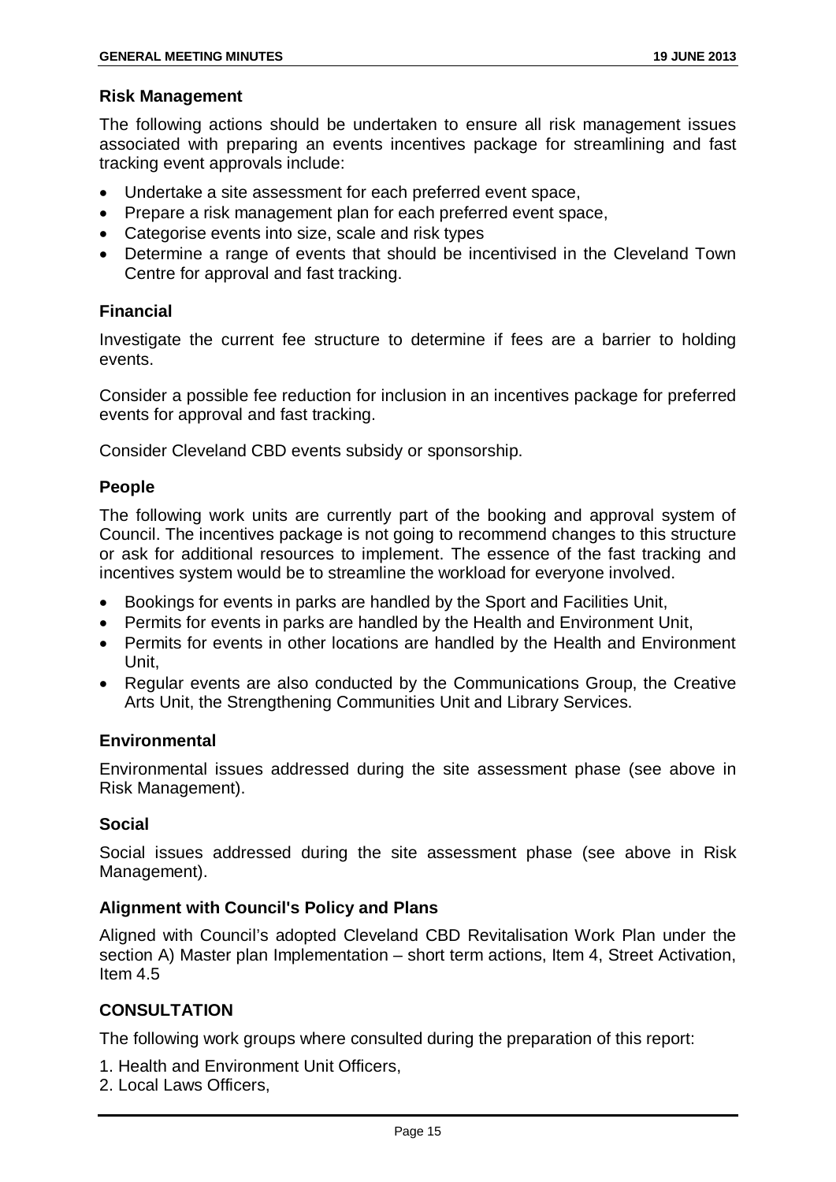### Risk Management

The following actions should be undertaken to ensure all risk management issues associated with preparing an events incentives package for streamlining and fast tracking event approvals include:

- Undertake a site assessment for each preferred event space,
- Prepare a risk management plan for each preferred event space,
- Categorise events into size, scale and risk types
- Determine a range of events that should be incentivised in the Cleveland Town Centre for approval and fast tracking.

### Financial

Investigate the current fee structure to determine if fees are a barrier to holding events.

Consider a possible fee reduction for inclusion in an incentives package for preferred events for approval and fast tracking.

Consider Cleveland CBD events subsidy or sponsorship.

### People

The following work units are currently part of the booking and approval system of Council. The incentives package is not going to recommend changes to this structure or ask for additional resources to implement. The essence of the fast tracking and incentives system would be to streamline the workload for everyone involved.

- Bookings for events in parks are handled by the Sport and Facilities Unit,
- Permits for events in parks are handled by the Health and Environment Unit,
- Permits for events in other locations are handled by the Health and Environment Unit,
- Regular events are also conducted by the Communications Group, the Creative Arts Unit, the Strengthening Communities Unit and Library Services.

### Environmental

Environmental issues addressed during the site assessment phase (see above in Risk Management).

### Social

Social issues addressed during the site assessment phase (see above in Risk Management).

### Alignment with Council's Policy and Plans

Aligned with Council's adopted Cleveland CBD Revitalisation Work Plan under the section A) Master plan Implementation – short term actions, Item 4, Street Activation, Item 4.5

## CONSULTATION

The following work groups where consulted during the preparation of this report:

1. Health and Environment Unit Officers,
2. Local Laws Officers,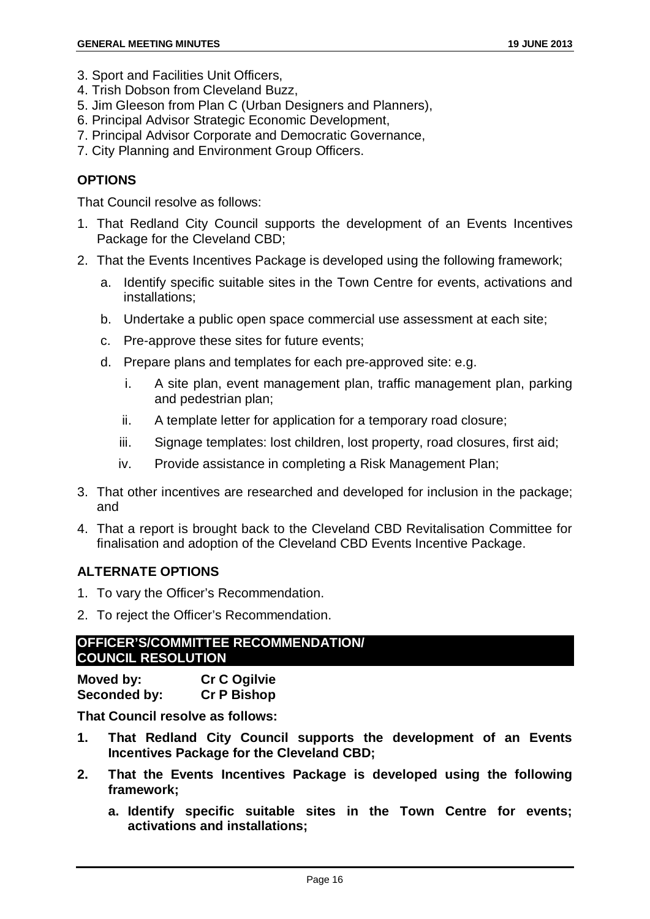3. Sport and Facilities Unit Officers,
4. Trish Dobson from Cleveland Buzz,
5. Jim Gleeson from Plan C (Urban Designers and Planners),
6. Principal Advisor Strategic Economic Development,
7. Principal Advisor Corporate and Democratic Governance,
7. City Planning and Environment Group Officers.

## OPTIONS

That Council resolve as follows:

1. That Redland City Council supports the development of an Events Incentives Package for the Cleveland CBD;
2. That the Events Incentives Package is developed using the following framework;
   a. Identify specific suitable sites in the Town Centre for events, activations and installations;
   b. Undertake a public open space commercial use assessment at each site;
   c. Pre-approve these sites for future events;
   d. Prepare plans and templates for each pre-approved site: e.g.
      i. A site plan, event management plan, traffic management plan, parking and pedestrian plan;
      ii. A template letter for application for a temporary road closure;
      iii. Signage templates: lost children, lost property, road closures, first aid;
      iv. Provide assistance in completing a Risk Management Plan;
3. That other incentives are researched and developed for inclusion in the package; and
4. That a report is brought back to the Cleveland CBD Revitalisation Committee for finalisation and adoption of the Cleveland CBD Events Incentive Package.

## ALTERNATE OPTIONS

1. To vary the Officer's Recommendation.
2. To reject the Officer's Recommendation.

## OFFICER'S/COMMITTEE RECOMMENDATION/ COUNCIL RESOLUTION

**Moved by:** **Cr C Ogilvie**
**Seconded by:** **Cr P Bishop**

**That Council resolve as follows:**

1. **That Redland City Council supports the development of an Events Incentives Package for the Cleveland CBD;**
2. **That the Events Incentives Package is developed using the following framework;**
   a. **Identify specific suitable sites in the Town Centre for events; activations and installations;**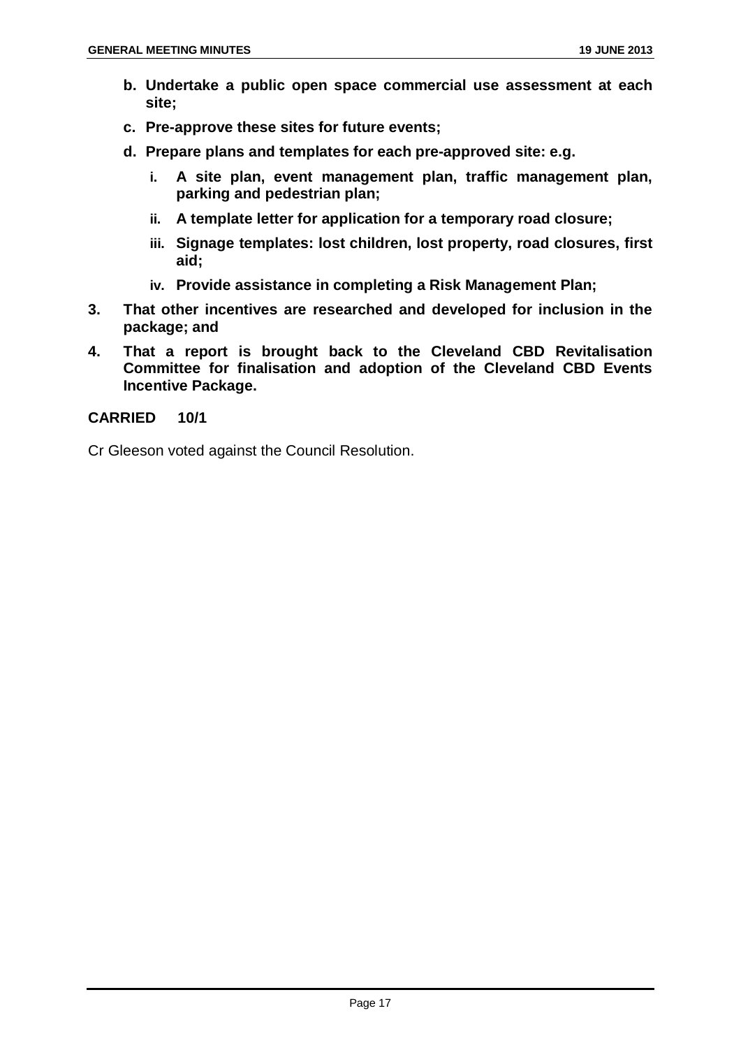**b. Undertake a public open space commercial use assessment at each site;**

**c. Pre-approve these sites for future events;**

**d. Prepare plans and templates for each pre-approved site: e.g.**

   **i. A site plan, event management plan, traffic management plan, parking and pedestrian plan;**

   **ii. A template letter for application for a temporary road closure;**

   **iii. Signage templates: lost children, lost property, road closures, first aid;**

   **iv. Provide assistance in completing a Risk Management Plan;**

**3. That other incentives are researched and developed for inclusion in the package; and**

**4. That a report is brought back to the Cleveland CBD Revitalisation Committee for finalisation and adoption of the Cleveland CBD Events Incentive Package.**

**CARRIED 10/1**

Cr Gleeson voted against the Council Resolution.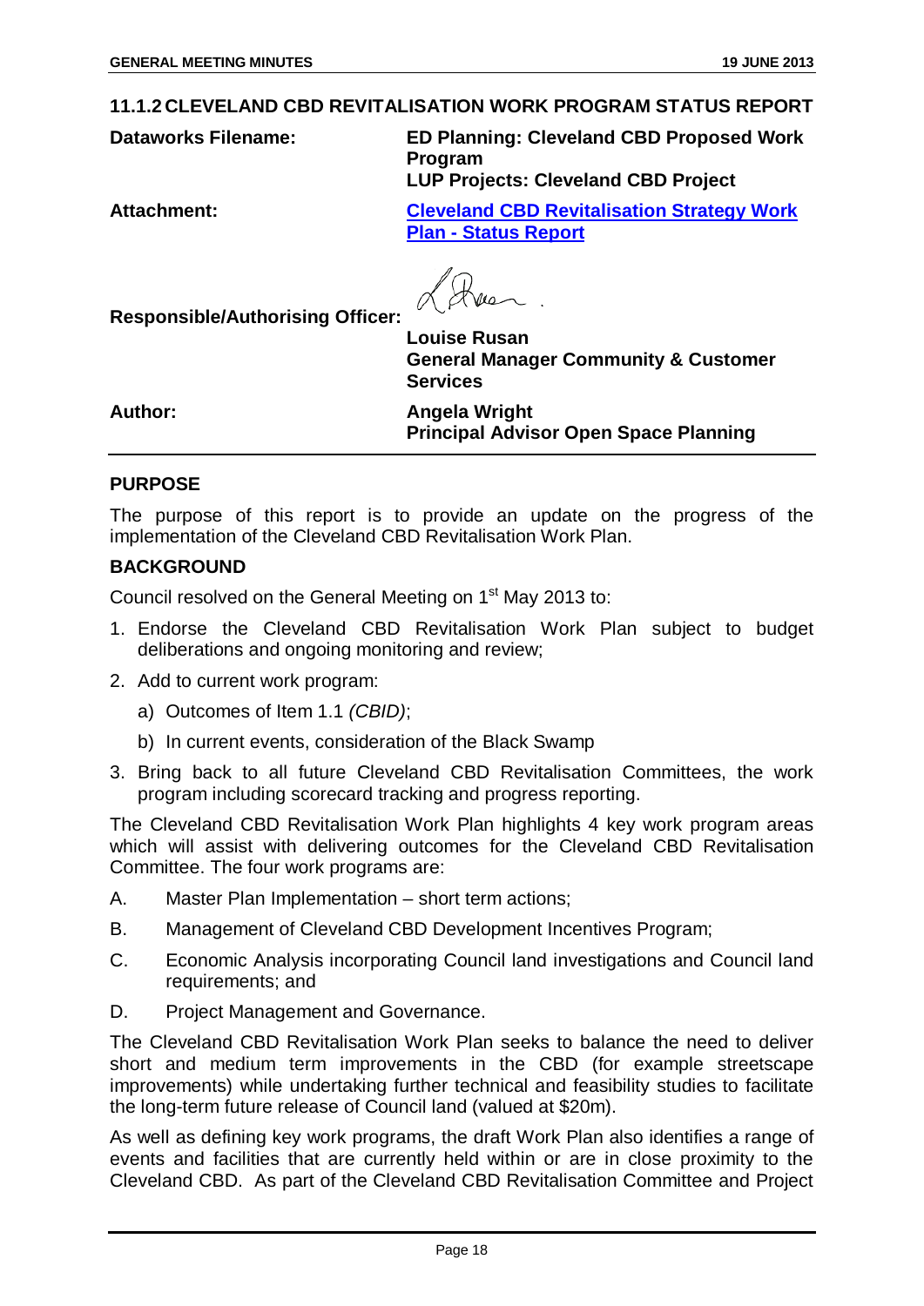## 11.1.2 CLEVELAND CBD REVITALISATION WORK PROGRAM STATUS REPORT

| | |
|---|---|
| **Dataworks Filename:** | **ED Planning: Cleveland CBD Proposed Work Program**<br>**LUP Projects: Cleveland CBD Project** |
| **Attachment:** | **Cleveland CBD Revitalisation Strategy Work Plan - Status Report** |
| **Responsible/Authorising Officer:** | **Louise Rusan**<br>**General Manager Community & Customer Services** |
| **Author:** | **Angela Wright**<br>**Principal Advisor Open Space Planning** |

### PURPOSE

The purpose of this report is to provide an update on the progress of the implementation of the Cleveland CBD Revitalisation Work Plan.

### BACKGROUND

Council resolved on the General Meeting on 1st May 2013 to:

1. Endorse the Cleveland CBD Revitalisation Work Plan subject to budget deliberations and ongoing monitoring and review;
2. Add to current work program:
   a) Outcomes of Item 1.1 *(CBID)*;
   b) In current events, consideration of the Black Swamp
3. Bring back to all future Cleveland CBD Revitalisation Committees, the work program including scorecard tracking and progress reporting.

The Cleveland CBD Revitalisation Work Plan highlights 4 key work program areas which will assist with delivering outcomes for the Cleveland CBD Revitalisation Committee. The four work programs are:

A. Master Plan Implementation – short term actions;

B. Management of Cleveland CBD Development Incentives Program;

C. Economic Analysis incorporating Council land investigations and Council land requirements; and

D. Project Management and Governance.

The Cleveland CBD Revitalisation Work Plan seeks to balance the need to deliver short and medium term improvements in the CBD (for example streetscape improvements) while undertaking further technical and feasibility studies to facilitate the long-term future release of Council land (valued at $20m).

As well as defining key work programs, the draft Work Plan also identifies a range of events and facilities that are currently held within or are in close proximity to the Cleveland CBD. As part of the Cleveland CBD Revitalisation Committee and Project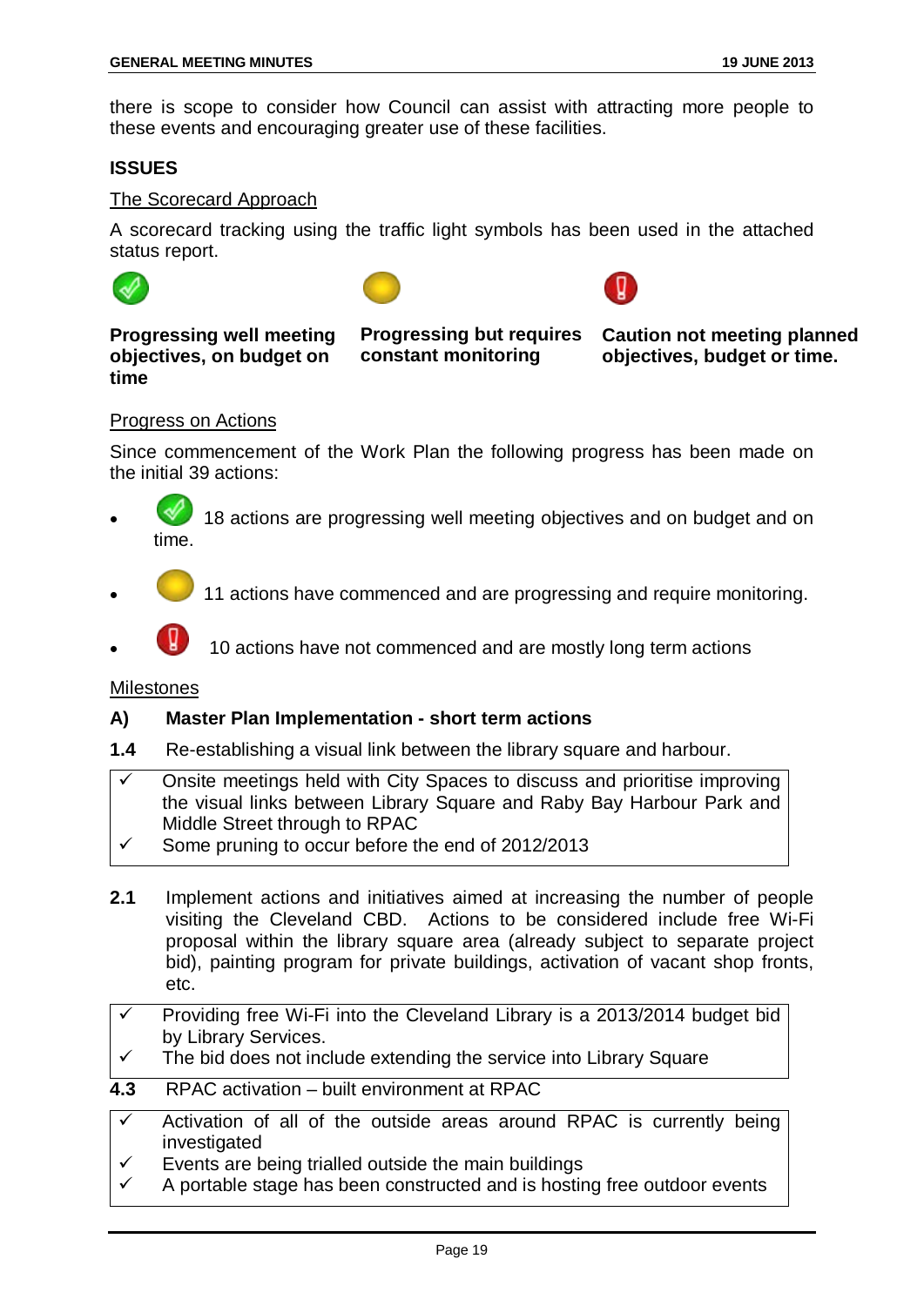there is scope to consider how Council can assist with attracting more people to these events and encouraging greater use of these facilities.

**ISSUES**

The Scorecard Approach

A scorecard tracking using the traffic light symbols has been used in the attached status report.

| ✓ | ● | ! |
|---|---|---|
| **Progressing well meeting objectives, on budget on time** | **Progressing but requires constant monitoring** | **Caution not meeting planned objectives, budget or time.** |

Progress on Actions

Since commencement of the Work Plan the following progress has been made on the initial 39 actions:

- 18 actions are progressing well meeting objectives and on budget and on time.
- 11 actions have commenced and are progressing and require monitoring.
- 10 actions have not commenced and are mostly long term actions

Milestones

**A) Master Plan Implementation - short term actions**

**1.4** Re-establishing a visual link between the library square and harbour.

- ✓ Onsite meetings held with City Spaces to discuss and prioritise improving the visual links between Library Square and Raby Bay Harbour Park and Middle Street through to RPAC
- ✓ Some pruning to occur before the end of 2012/2013

**2.1** Implement actions and initiatives aimed at increasing the number of people visiting the Cleveland CBD. Actions to be considered include free Wi-Fi proposal within the library square area (already subject to separate project bid), painting program for private buildings, activation of vacant shop fronts, etc.

- ✓ Providing free Wi-Fi into the Cleveland Library is a 2013/2014 budget bid by Library Services.
- ✓ The bid does not include extending the service into Library Square

**4.3** RPAC activation – built environment at RPAC

- ✓ Activation of all of the outside areas around RPAC is currently being investigated
- ✓ Events are being trialled outside the main buildings
- ✓ A portable stage has been constructed and is hosting free outdoor events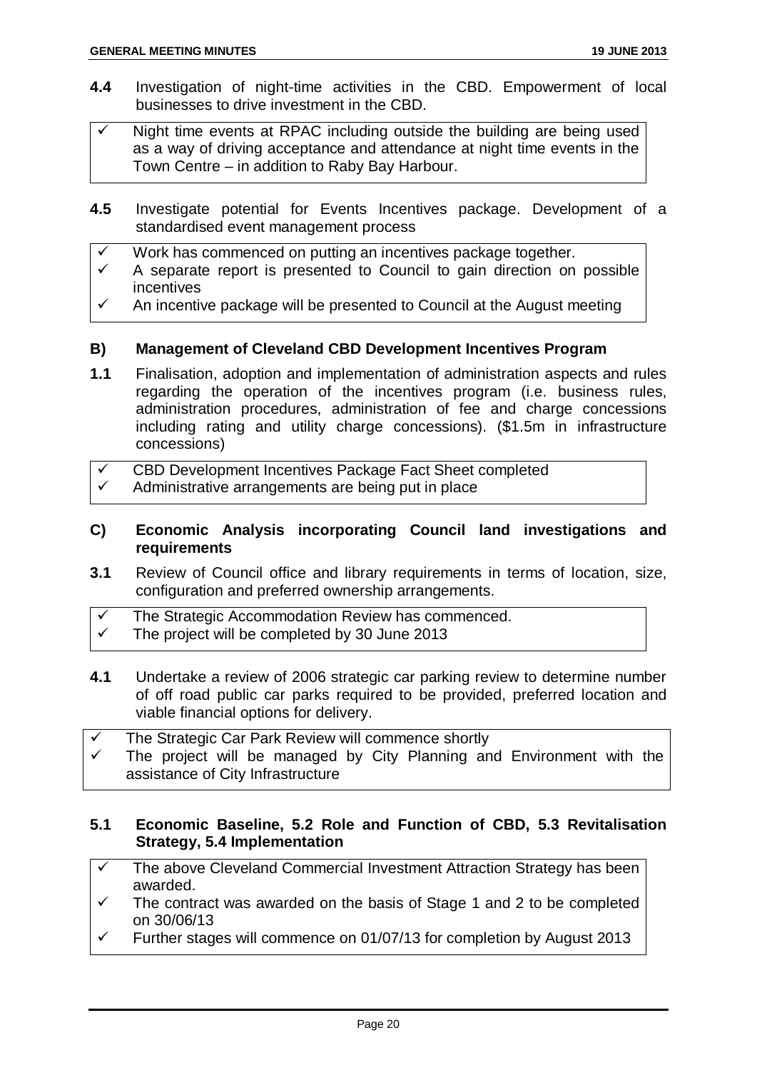**4.4** Investigation of night-time activities in the CBD. Empowerment of local businesses to drive investment in the CBD.

- ✓ Night time events at RPAC including outside the building are being used as a way of driving acceptance and attendance at night time events in the Town Centre – in addition to Raby Bay Harbour.

**4.5** Investigate potential for Events Incentives package. Development of a standardised event management process

- ✓ Work has commenced on putting an incentives package together.
- ✓ A separate report is presented to Council to gain direction on possible incentives
- ✓ An incentive package will be presented to Council at the August meeting

### B) Management of Cleveland CBD Development Incentives Program

**1.1** Finalisation, adoption and implementation of administration aspects and rules regarding the operation of the incentives program (i.e. business rules, administration procedures, administration of fee and charge concessions including rating and utility charge concessions). ($1.5m in infrastructure concessions)

- ✓ CBD Development Incentives Package Fact Sheet completed
- ✓ Administrative arrangements are being put in place

### C) Economic Analysis incorporating Council land investigations and requirements

**3.1** Review of Council office and library requirements in terms of location, size, configuration and preferred ownership arrangements.

- ✓ The Strategic Accommodation Review has commenced.
- ✓ The project will be completed by 30 June 2013

**4.1** Undertake a review of 2006 strategic car parking review to determine number of off road public car parks required to be provided, preferred location and viable financial options for delivery.

- ✓ The Strategic Car Park Review will commence shortly
- ✓ The project will be managed by City Planning and Environment with the assistance of City Infrastructure

### 5.1 Economic Baseline, 5.2 Role and Function of CBD, 5.3 Revitalisation Strategy, 5.4 Implementation

- ✓ The above Cleveland Commercial Investment Attraction Strategy has been awarded.
- ✓ The contract was awarded on the basis of Stage 1 and 2 to be completed on 30/06/13
- ✓ Further stages will commence on 01/07/13 for completion by August 2013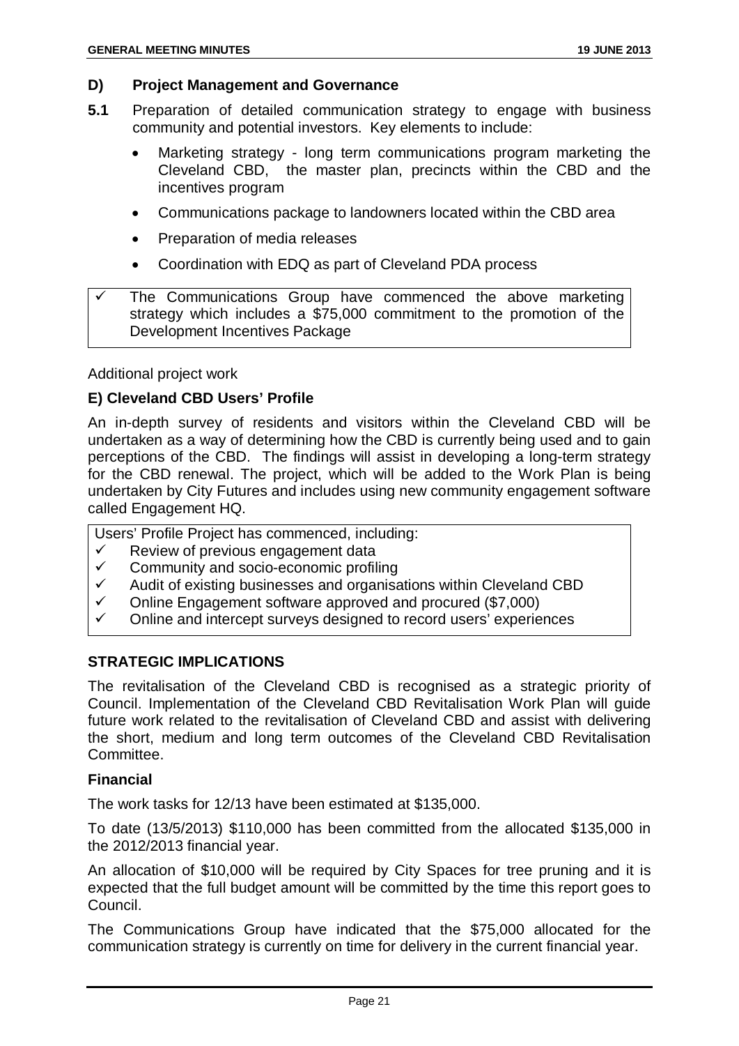## D) Project Management and Governance

**5.1** Preparation of detailed communication strategy to engage with business community and potential investors. Key elements to include:

- Marketing strategy - long term communications program marketing the Cleveland CBD, the master plan, precincts within the CBD and the incentives program
- Communications package to landowners located within the CBD area
- Preparation of media releases
- Coordination with EDQ as part of Cleveland PDA process

✓ The Communications Group have commenced the above marketing strategy which includes a $75,000 commitment to the promotion of the Development Incentives Package

Additional project work

### E) Cleveland CBD Users' Profile

An in-depth survey of residents and visitors within the Cleveland CBD will be undertaken as a way of determining how the CBD is currently being used and to gain perceptions of the CBD. The findings will assist in developing a long-term strategy for the CBD renewal. The project, which will be added to the Work Plan is being undertaken by City Futures and includes using new community engagement software called Engagement HQ.

Users' Profile Project has commenced, including:

✓ Review of previous engagement data
✓ Community and socio-economic profiling
✓ Audit of existing businesses and organisations within Cleveland CBD
✓ Online Engagement software approved and procured ($7,000)
✓ Online and intercept surveys designed to record users' experiences

## STRATEGIC IMPLICATIONS

The revitalisation of the Cleveland CBD is recognised as a strategic priority of Council. Implementation of the Cleveland CBD Revitalisation Work Plan will guide future work related to the revitalisation of Cleveland CBD and assist with delivering the short, medium and long term outcomes of the Cleveland CBD Revitalisation Committee.

### Financial

The work tasks for 12/13 have been estimated at $135,000.

To date (13/5/2013) $110,000 has been committed from the allocated $135,000 in the 2012/2013 financial year.

An allocation of $10,000 will be required by City Spaces for tree pruning and it is expected that the full budget amount will be committed by the time this report goes to Council.

The Communications Group have indicated that the $75,000 allocated for the communication strategy is currently on time for delivery in the current financial year.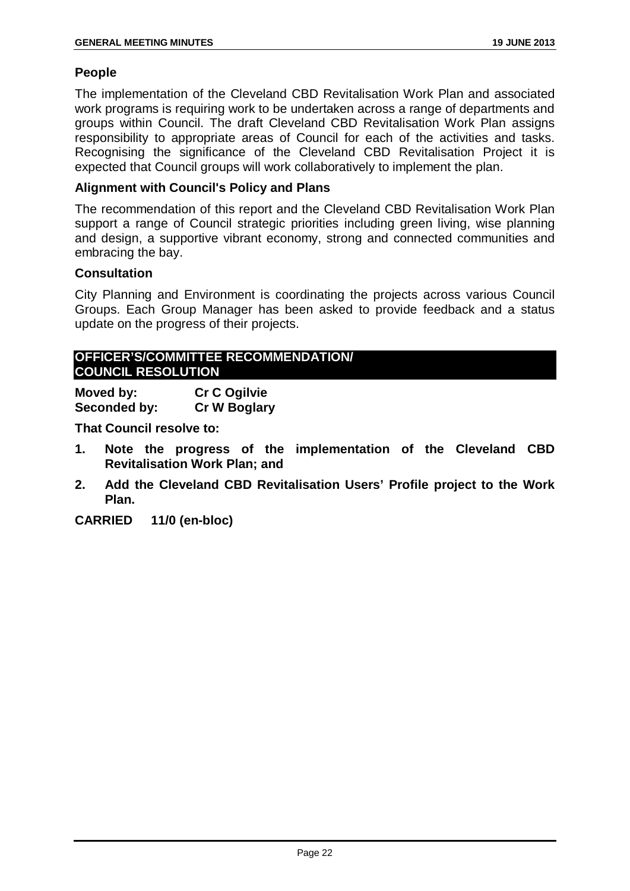### People

The implementation of the Cleveland CBD Revitalisation Work Plan and associated work programs is requiring work to be undertaken across a range of departments and groups within Council. The draft Cleveland CBD Revitalisation Work Plan assigns responsibility to appropriate areas of Council for each of the activities and tasks. Recognising the significance of the Cleveland CBD Revitalisation Project it is expected that Council groups will work collaboratively to implement the plan.

### Alignment with Council's Policy and Plans

The recommendation of this report and the Cleveland CBD Revitalisation Work Plan support a range of Council strategic priorities including green living, wise planning and design, a supportive vibrant economy, strong and connected communities and embracing the bay.

### Consultation

City Planning and Environment is coordinating the projects across various Council Groups. Each Group Manager has been asked to provide feedback and a status update on the progress of their projects.

## OFFICER'S/COMMITTEE RECOMMENDATION/ COUNCIL RESOLUTION

**Moved by:** **Cr C Ogilvie**
**Seconded by:** **Cr W Boglary**

**That Council resolve to:**

1. **Note the progress of the implementation of the Cleveland CBD Revitalisation Work Plan; and**
2. **Add the Cleveland CBD Revitalisation Users' Profile project to the Work Plan.**

**CARRIED 11/0 (en-bloc)**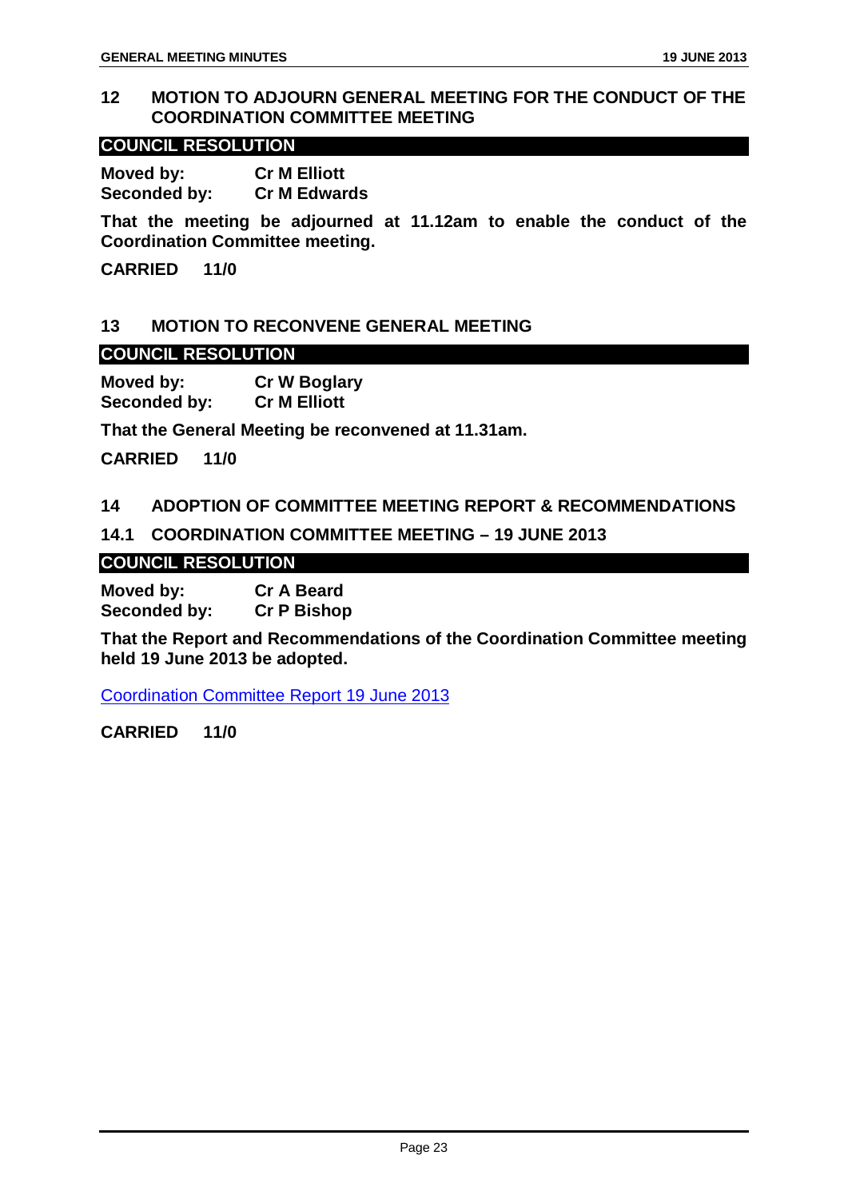## 12 MOTION TO ADJOURN GENERAL MEETING FOR THE CONDUCT OF THE COORDINATION COMMITTEE MEETING

**COUNCIL RESOLUTION**

**Moved by:** **Cr M Elliott**
**Seconded by:** **Cr M Edwards**

**That the meeting be adjourned at 11.12am to enable the conduct of the Coordination Committee meeting.**

**CARRIED 11/0**

## 13 MOTION TO RECONVENE GENERAL MEETING

**COUNCIL RESOLUTION**

**Moved by:** **Cr W Boglary**
**Seconded by:** **Cr M Elliott**

**That the General Meeting be reconvened at 11.31am.**

**CARRIED 11/0**

## 14 ADOPTION OF COMMITTEE MEETING REPORT & RECOMMENDATIONS

### 14.1 COORDINATION COMMITTEE MEETING – 19 JUNE 2013

**COUNCIL RESOLUTION**

**Moved by:** **Cr A Beard**
**Seconded by:** **Cr P Bishop**

**That the Report and Recommendations of the Coordination Committee meeting held 19 June 2013 be adopted.**

Coordination Committee Report 19 June 2013

**CARRIED 11/0**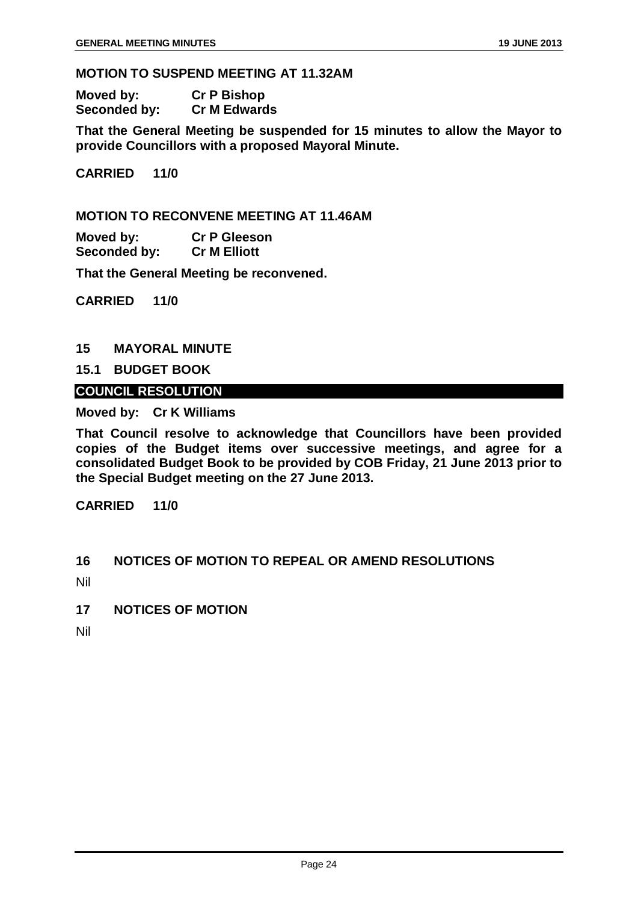**MOTION TO SUSPEND MEETING AT 11.32AM**

**Moved by: Cr P Bishop**
**Seconded by: Cr M Edwards**

**That the General Meeting be suspended for 15 minutes to allow the Mayor to provide Councillors with a proposed Mayoral Minute.**

**CARRIED 11/0**

**MOTION TO RECONVENE MEETING AT 11.46AM**

**Moved by: Cr P Gleeson**
**Seconded by: Cr M Elliott**

**That the General Meeting be reconvened.**

**CARRIED 11/0**

## 15 MAYORAL MINUTE

### 15.1 BUDGET BOOK

**COUNCIL RESOLUTION**

**Moved by: Cr K Williams**

**That Council resolve to acknowledge that Councillors have been provided copies of the Budget items over successive meetings, and agree for a consolidated Budget Book to be provided by COB Friday, 21 June 2013 prior to the Special Budget meeting on the 27 June 2013.**

**CARRIED 11/0**

## 16 NOTICES OF MOTION TO REPEAL OR AMEND RESOLUTIONS

Nil

## 17 NOTICES OF MOTION

Nil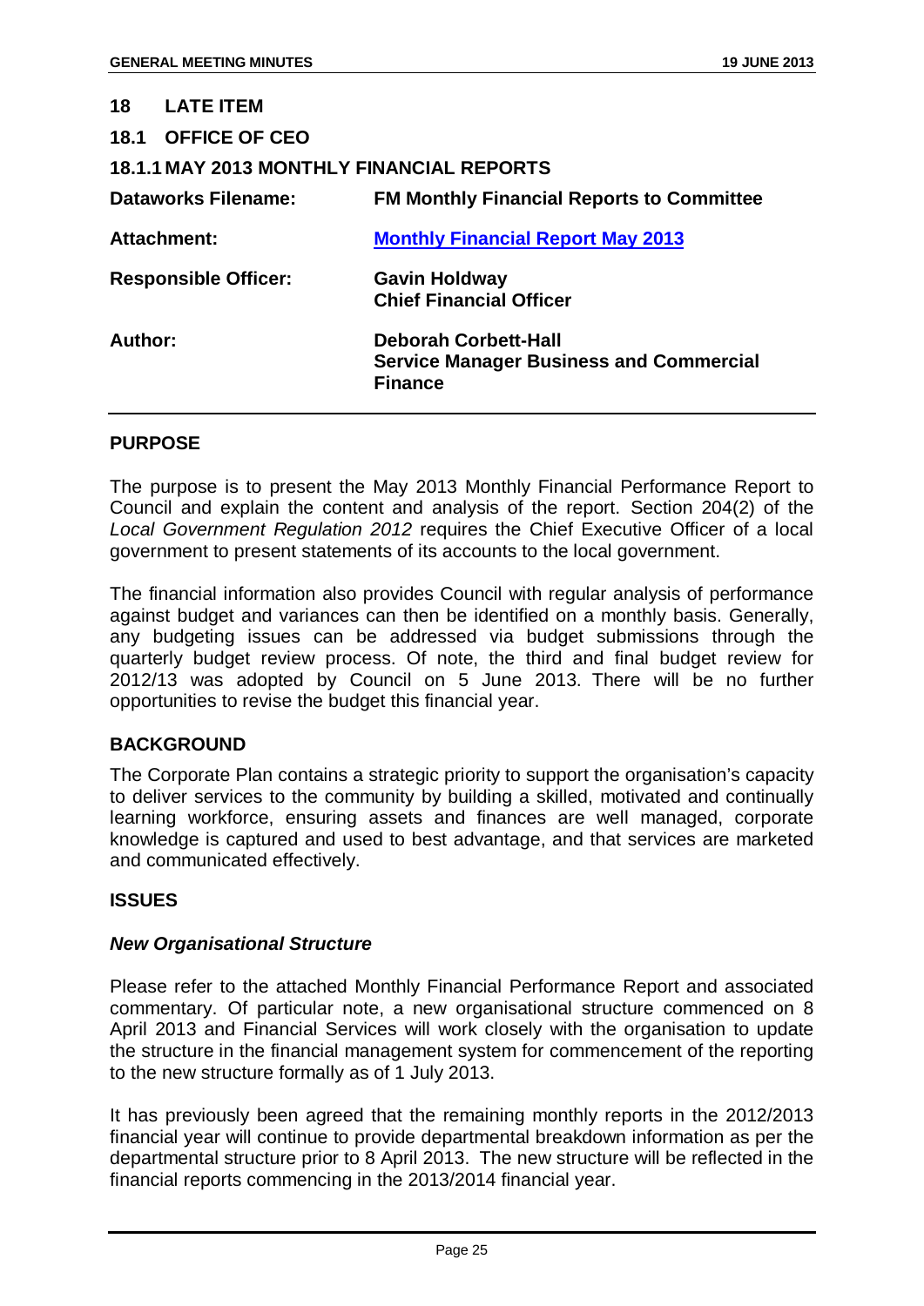## 18 LATE ITEM

## 18.1 OFFICE OF CEO

### 18.1.1 MAY 2013 MONTHLY FINANCIAL REPORTS

| | |
|---|---|
| **Dataworks Filename:** | **FM Monthly Financial Reports to Committee** |
| **Attachment:** | **Monthly Financial Report May 2013** |
| **Responsible Officer:** | **Gavin Holdway**<br>**Chief Financial Officer** |
| **Author:** | **Deborah Corbett-Hall**<br>**Service Manager Business and Commercial Finance** |

### PURPOSE

The purpose is to present the May 2013 Monthly Financial Performance Report to Council and explain the content and analysis of the report. Section 204(2) of the *Local Government Regulation 2012* requires the Chief Executive Officer of a local government to present statements of its accounts to the local government.

The financial information also provides Council with regular analysis of performance against budget and variances can then be identified on a monthly basis. Generally, any budgeting issues can be addressed via budget submissions through the quarterly budget review process. Of note, the third and final budget review for 2012/13 was adopted by Council on 5 June 2013. There will be no further opportunities to revise the budget this financial year.

### BACKGROUND

The Corporate Plan contains a strategic priority to support the organisation's capacity to deliver services to the community by building a skilled, motivated and continually learning workforce, ensuring assets and finances are well managed, corporate knowledge is captured and used to best advantage, and that services are marketed and communicated effectively.

### ISSUES

#### *New Organisational Structure*

Please refer to the attached Monthly Financial Performance Report and associated commentary. Of particular note, a new organisational structure commenced on 8 April 2013 and Financial Services will work closely with the organisation to update the structure in the financial management system for commencement of the reporting to the new structure formally as of 1 July 2013.

It has previously been agreed that the remaining monthly reports in the 2012/2013 financial year will continue to provide departmental breakdown information as per the departmental structure prior to 8 April 2013. The new structure will be reflected in the financial reports commencing in the 2013/2014 financial year.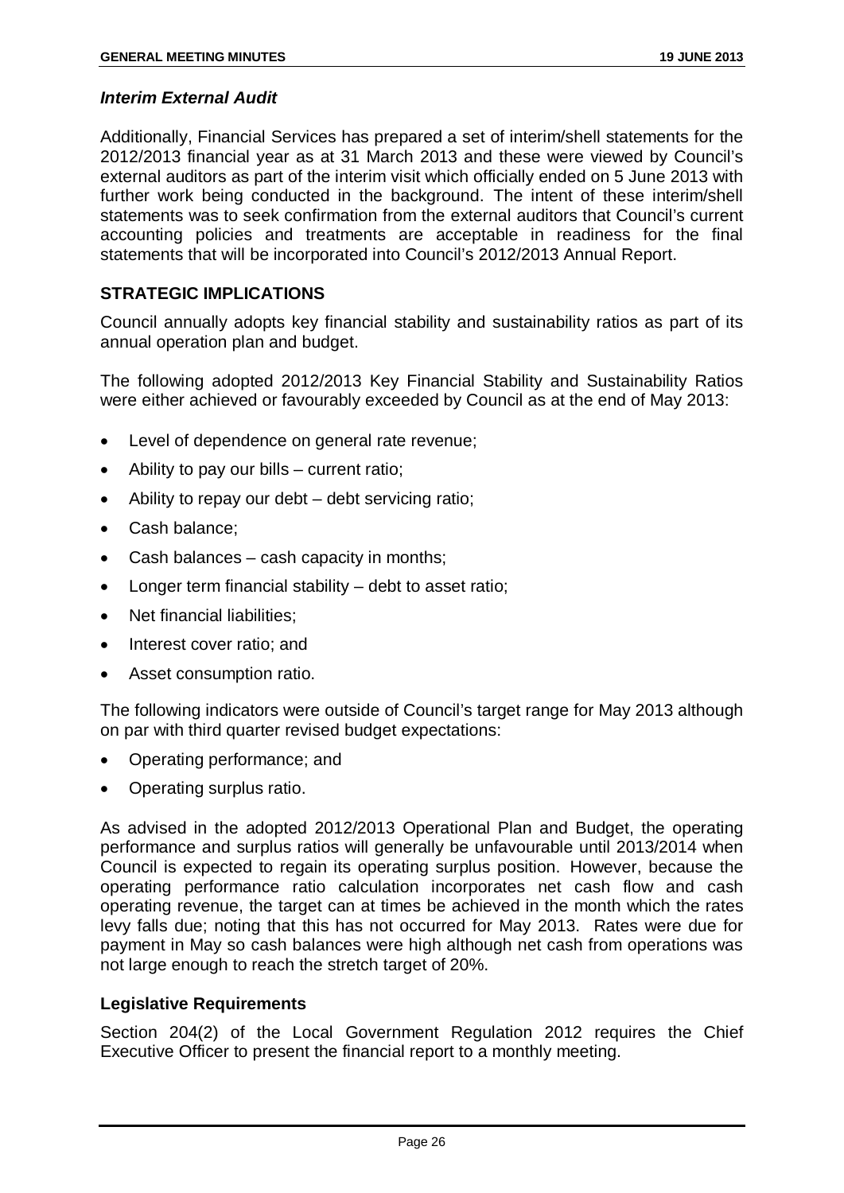***Interim External Audit***

Additionally, Financial Services has prepared a set of interim/shell statements for the 2012/2013 financial year as at 31 March 2013 and these were viewed by Council's external auditors as part of the interim visit which officially ended on 5 June 2013 with further work being conducted in the background. The intent of these interim/shell statements was to seek confirmation from the external auditors that Council's current accounting policies and treatments are acceptable in readiness for the final statements that will be incorporated into Council's 2012/2013 Annual Report.

## STRATEGIC IMPLICATIONS

Council annually adopts key financial stability and sustainability ratios as part of its annual operation plan and budget.

The following adopted 2012/2013 Key Financial Stability and Sustainability Ratios were either achieved or favourably exceeded by Council as at the end of May 2013:

- Level of dependence on general rate revenue;
- Ability to pay our bills – current ratio;
- Ability to repay our debt – debt servicing ratio;
- Cash balance;
- Cash balances – cash capacity in months;
- Longer term financial stability – debt to asset ratio;
- Net financial liabilities;
- Interest cover ratio; and
- Asset consumption ratio.

The following indicators were outside of Council's target range for May 2013 although on par with third quarter revised budget expectations:

- Operating performance; and
- Operating surplus ratio.

As advised in the adopted 2012/2013 Operational Plan and Budget, the operating performance and surplus ratios will generally be unfavourable until 2013/2014 when Council is expected to regain its operating surplus position. However, because the operating performance ratio calculation incorporates net cash flow and cash operating revenue, the target can at times be achieved in the month which the rates levy falls due; noting that this has not occurred for May 2013. Rates were due for payment in May so cash balances were high although net cash from operations was not large enough to reach the stretch target of 20%.

### Legislative Requirements

Section 204(2) of the Local Government Regulation 2012 requires the Chief Executive Officer to present the financial report to a monthly meeting.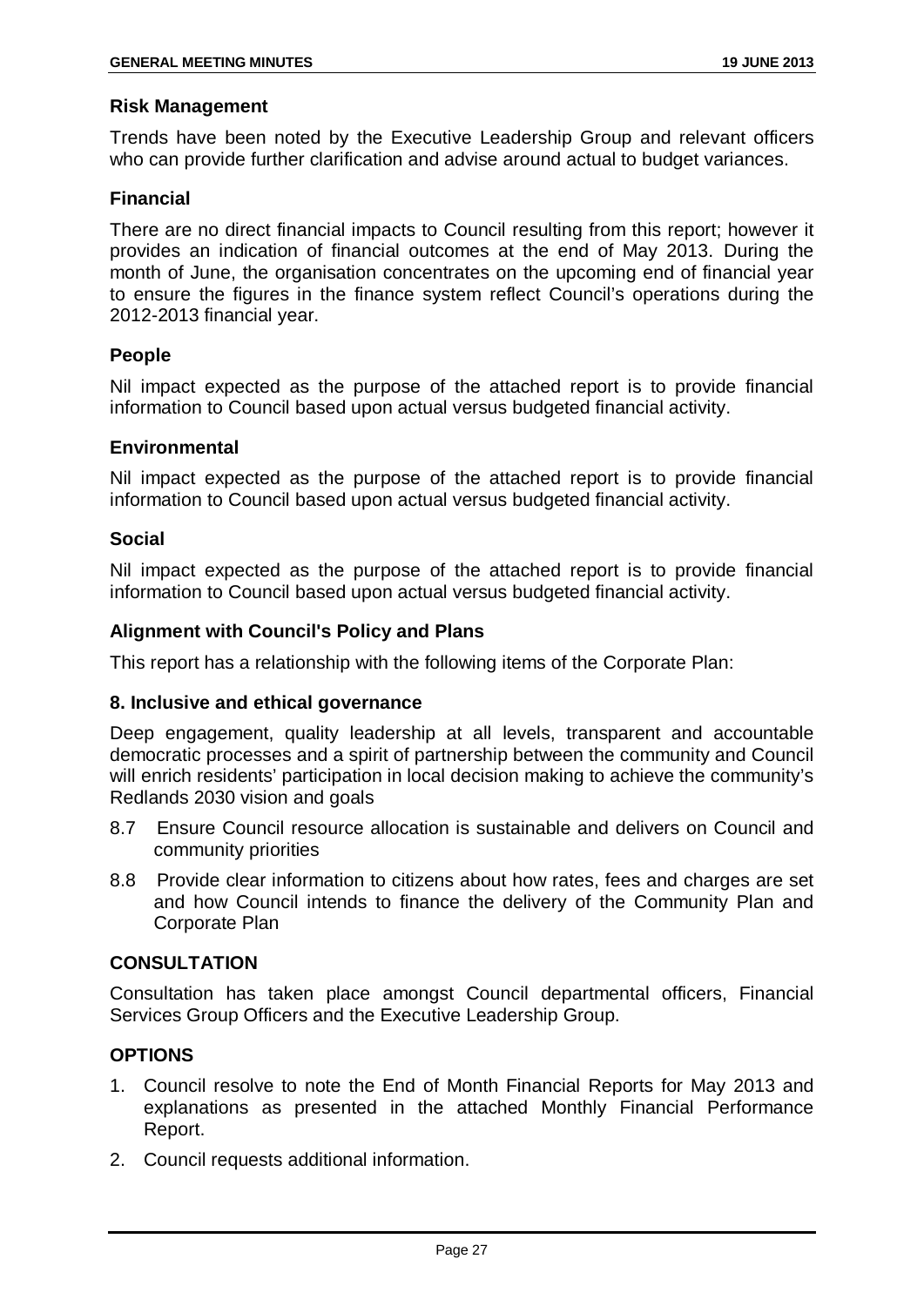### Risk Management

Trends have been noted by the Executive Leadership Group and relevant officers who can provide further clarification and advise around actual to budget variances.

### Financial

There are no direct financial impacts to Council resulting from this report; however it provides an indication of financial outcomes at the end of May 2013. During the month of June, the organisation concentrates on the upcoming end of financial year to ensure the figures in the finance system reflect Council's operations during the 2012-2013 financial year.

### People

Nil impact expected as the purpose of the attached report is to provide financial information to Council based upon actual versus budgeted financial activity.

### Environmental

Nil impact expected as the purpose of the attached report is to provide financial information to Council based upon actual versus budgeted financial activity.

### Social

Nil impact expected as the purpose of the attached report is to provide financial information to Council based upon actual versus budgeted financial activity.

### Alignment with Council's Policy and Plans

This report has a relationship with the following items of the Corporate Plan:

### 8. Inclusive and ethical governance

Deep engagement, quality leadership at all levels, transparent and accountable democratic processes and a spirit of partnership between the community and Council will enrich residents' participation in local decision making to achieve the community's Redlands 2030 vision and goals

8.7 Ensure Council resource allocation is sustainable and delivers on Council and community priorities

8.8 Provide clear information to citizens about how rates, fees and charges are set and how Council intends to finance the delivery of the Community Plan and Corporate Plan

## CONSULTATION

Consultation has taken place amongst Council departmental officers, Financial Services Group Officers and the Executive Leadership Group.

## OPTIONS

1. Council resolve to note the End of Month Financial Reports for May 2013 and explanations as presented in the attached Monthly Financial Performance Report.
2. Council requests additional information.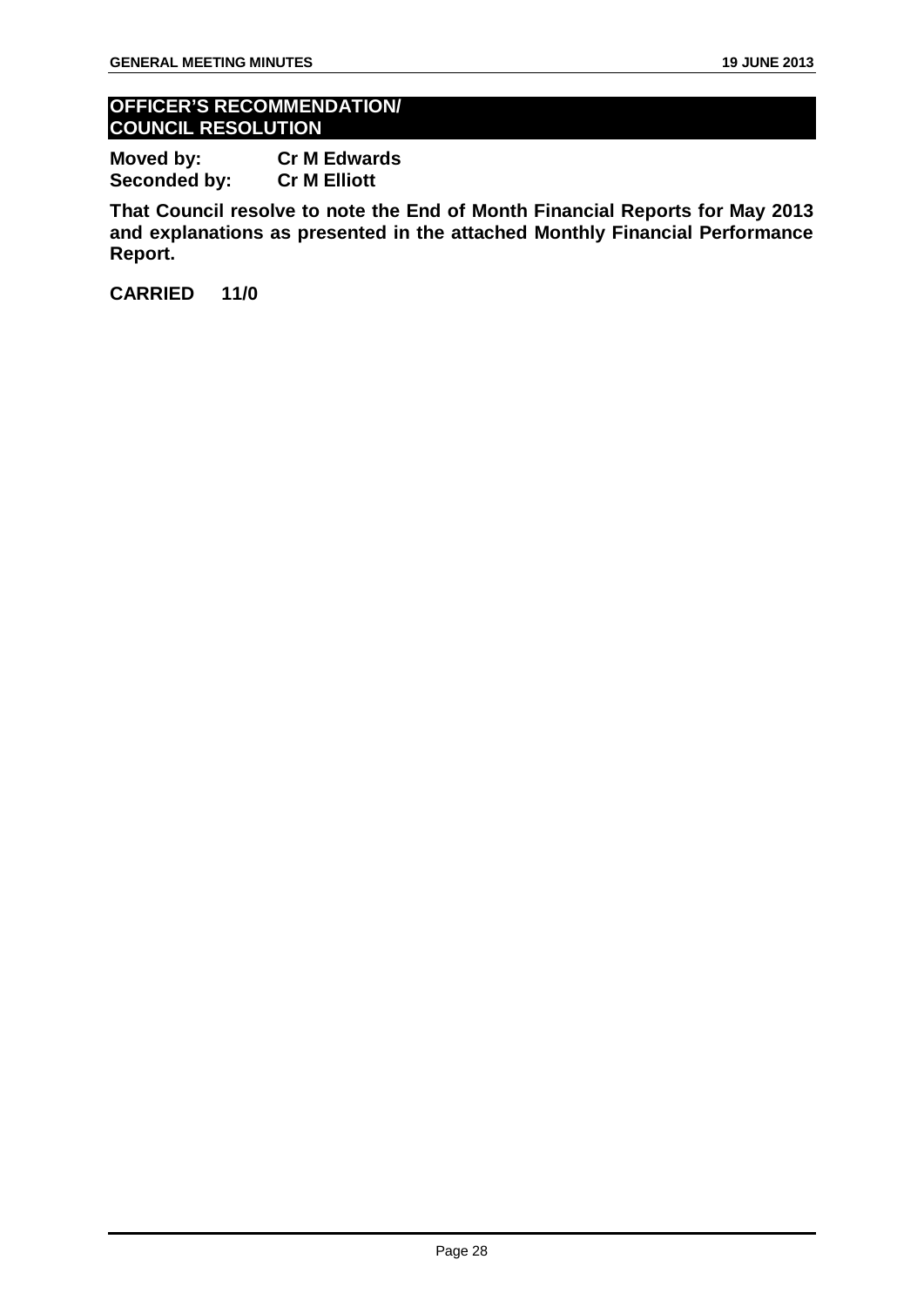## OFFICER'S RECOMMENDATION/ COUNCIL RESOLUTION

**Moved by:** **Cr M Edwards**
**Seconded by:** **Cr M Elliott**

**That Council resolve to note the End of Month Financial Reports for May 2013 and explanations as presented in the attached Monthly Financial Performance Report.**

**CARRIED 11/0**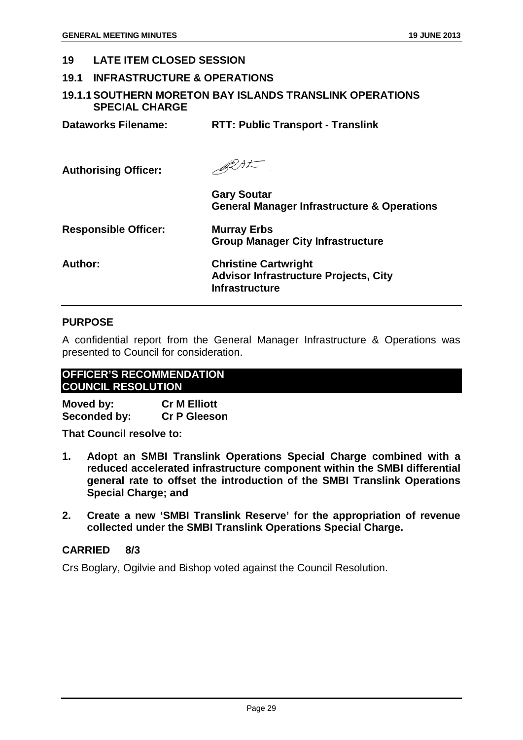## 19 LATE ITEM CLOSED SESSION

### 19.1 INFRASTRUCTURE & OPERATIONS

### 19.1.1 SOUTHERN MORETON BAY ISLANDS TRANSLINK OPERATIONS SPECIAL CHARGE

**Dataworks Filename:** **RTT: Public Transport - Translink**

**Authorising Officer:**

**Gary Soutar**
**General Manager Infrastructure & Operations**

**Responsible Officer:** **Murray Erbs**
**Group Manager City Infrastructure**

**Author:** **Christine Cartwright**
**Advisor Infrastructure Projects, City Infrastructure**

#### PURPOSE

A confidential report from the General Manager Infrastructure & Operations was presented to Council for consideration.

**OFFICER'S RECOMMENDATION**
**COUNCIL RESOLUTION**

**Moved by:** **Cr M Elliott**
**Seconded by:** **Cr P Gleeson**

**That Council resolve to:**

1. **Adopt an SMBI Translink Operations Special Charge combined with a reduced accelerated infrastructure component within the SMBI differential general rate to offset the introduction of the SMBI Translink Operations Special Charge; and**
2. **Create a new 'SMBI Translink Reserve' for the appropriation of revenue collected under the SMBI Translink Operations Special Charge.**

**CARRIED 8/3**

Crs Boglary, Ogilvie and Bishop voted against the Council Resolution.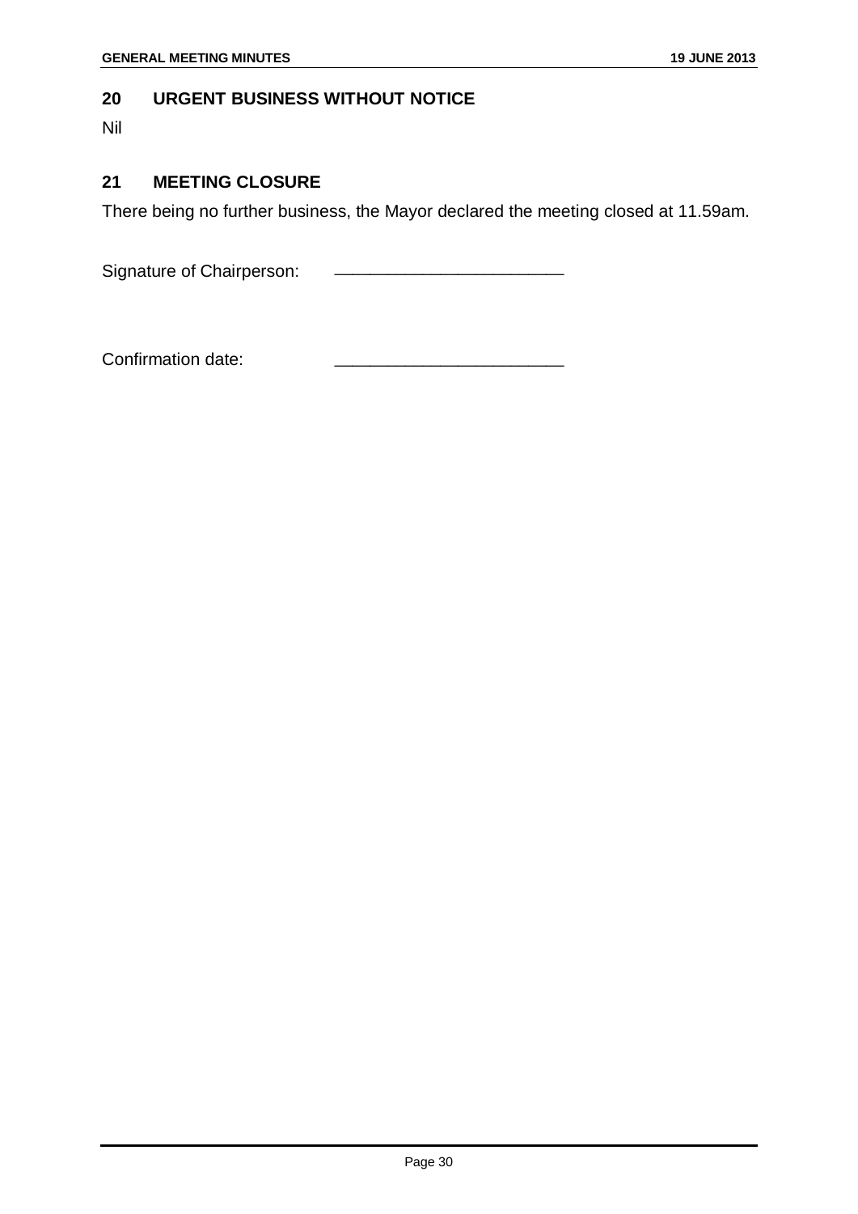## 20 URGENT BUSINESS WITHOUT NOTICE

Nil

## 21 MEETING CLOSURE

There being no further business, the Mayor declared the meeting closed at 11.59am.

Signature of Chairperson: ________________________

Confirmation date: ________________________